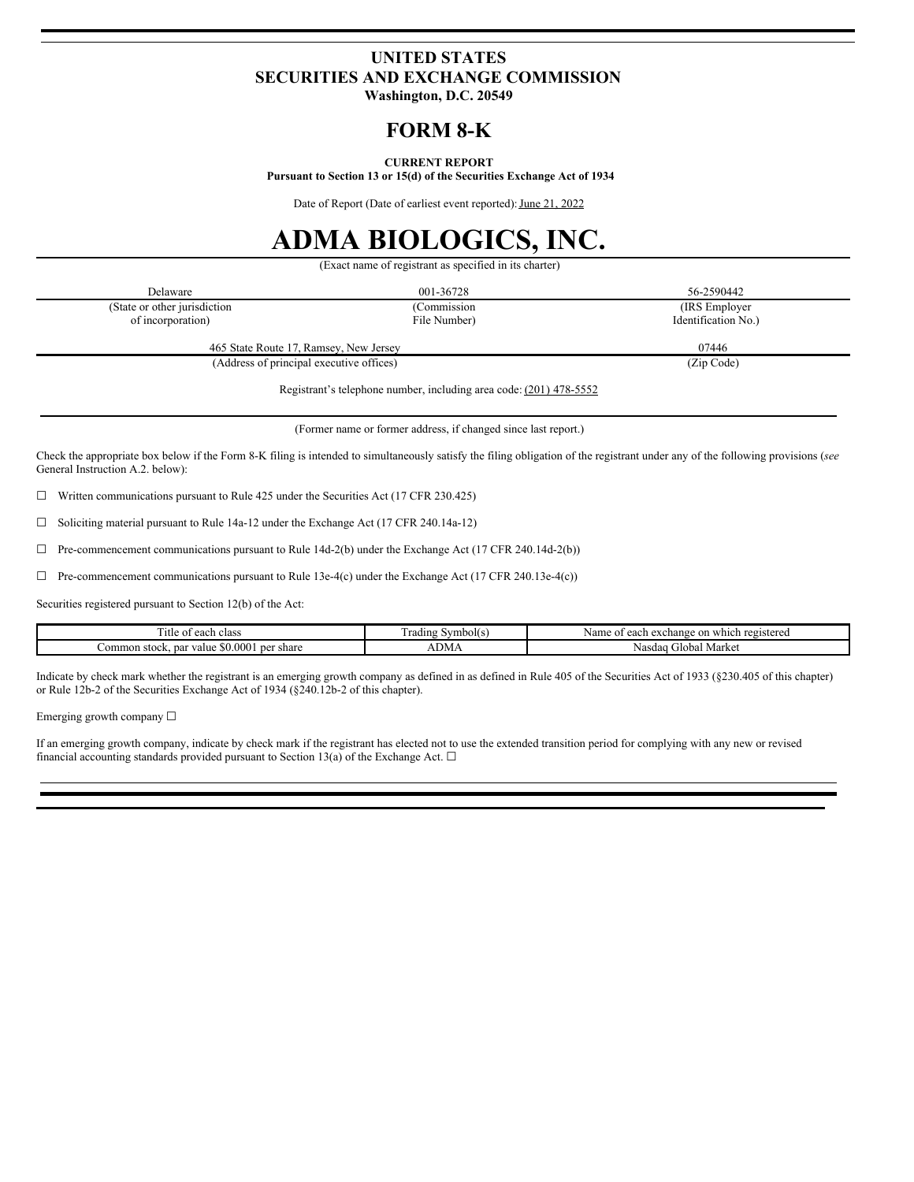# UNITED STATES
# SECURITIES AND EXCHANGE COMMISSION
**Washington, D.C. 20549**

# FORM 8-K

**CURRENT REPORT**
**Pursuant to Section 13 or 15(d) of the Securities Exchange Act of 1934**

Date of Report (Date of earliest event reported): June 21, 2022

# ADMA BIOLOGICS, INC.

(Exact name of registrant as specified in its charter)

| Delaware | 001-36728 | 56-2590442 |
|---|---|---|
| (State or other jurisdiction of incorporation) | (Commission File Number) | (IRS Employer Identification No.) |

| 465 State Route 17, Ramsey, New Jersey | 07446 |
|---|---|
| (Address of principal executive offices) | (Zip Code) |

Registrant's telephone number, including area code: (201) 478-5552

(Former name or former address, if changed since last report.)

Check the appropriate box below if the Form 8-K filing is intended to simultaneously satisfy the filing obligation of the registrant under any of the following provisions (*see* General Instruction A.2. below):

☐ Written communications pursuant to Rule 425 under the Securities Act (17 CFR 230.425)

☐ Soliciting material pursuant to Rule 14a-12 under the Exchange Act (17 CFR 240.14a-12)

☐ Pre-commencement communications pursuant to Rule 14d-2(b) under the Exchange Act (17 CFR 240.14d-2(b))

☐ Pre-commencement communications pursuant to Rule 13e-4(c) under the Exchange Act (17 CFR 240.13e-4(c))

Securities registered pursuant to Section 12(b) of the Act:

| Title of each class | Trading Symbol(s) | Name of each exchange on which registered |
|---|---|---|
| Common stock, par value $0.0001 per share | ADMA | Nasdaq Global Market |

Indicate by check mark whether the registrant is an emerging growth company as defined in as defined in Rule 405 of the Securities Act of 1933 (§230.405 of this chapter) or Rule 12b-2 of the Securities Exchange Act of 1934 (§240.12b-2 of this chapter).

Emerging growth company ☐

If an emerging growth company, indicate by check mark if the registrant has elected not to use the extended transition period for complying with any new or revised financial accounting standards provided pursuant to Section 13(a) of the Exchange Act. ☐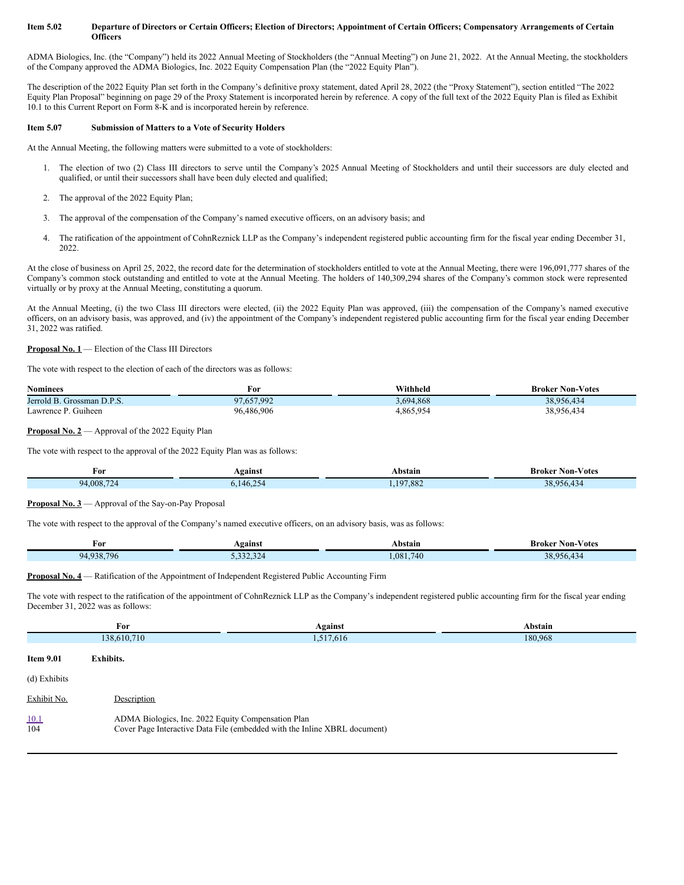**Item 5.02 Departure of Directors or Certain Officers; Election of Directors; Appointment of Certain Officers; Compensatory Arrangements of Certain Officers**

ADMA Biologics, Inc. (the "Company") held its 2022 Annual Meeting of Stockholders (the "Annual Meeting") on June 21, 2022. At the Annual Meeting, the stockholders of the Company approved the ADMA Biologics, Inc. 2022 Equity Compensation Plan (the "2022 Equity Plan").

The description of the 2022 Equity Plan set forth in the Company's definitive proxy statement, dated April 28, 2022 (the "Proxy Statement"), section entitled "The 2022 Equity Plan Proposal" beginning on page 29 of the Proxy Statement is incorporated herein by reference. A copy of the full text of the 2022 Equity Plan is filed as Exhibit 10.1 to this Current Report on Form 8-K and is incorporated herein by reference.

**Item 5.07 Submission of Matters to a Vote of Security Holders**

At the Annual Meeting, the following matters were submitted to a vote of stockholders:

1. The election of two (2) Class III directors to serve until the Company's 2025 Annual Meeting of Stockholders and until their successors are duly elected and qualified, or until their successors shall have been duly elected and qualified;

2. The approval of the 2022 Equity Plan;

3. The approval of the compensation of the Company's named executive officers, on an advisory basis; and

4. The ratification of the appointment of CohnReznick LLP as the Company's independent registered public accounting firm for the fiscal year ending December 31, 2022.

At the close of business on April 25, 2022, the record date for the determination of stockholders entitled to vote at the Annual Meeting, there were 196,091,777 shares of the Company's common stock outstanding and entitled to vote at the Annual Meeting. The holders of 140,309,294 shares of the Company's common stock were represented virtually or by proxy at the Annual Meeting, constituting a quorum.

At the Annual Meeting, (i) the two Class III directors were elected, (ii) the 2022 Equity Plan was approved, (iii) the compensation of the Company's named executive officers, on an advisory basis, was approved, and (iv) the appointment of the Company's independent registered public accounting firm for the fiscal year ending December 31, 2022 was ratified.

**Proposal No. 1** — Election of the Class III Directors

The vote with respect to the election of each of the directors was as follows:

| Nominees | For | Withheld | Broker Non-Votes |
|---|---|---|---|
| Jerrold B. Grossman D.P.S. | 97,657,992 | 3,694,868 | 38,956,434 |
| Lawrence P. Guiheen | 96,486,906 | 4,865,954 | 38,956,434 |

**Proposal No. 2** — Approval of the 2022 Equity Plan

The vote with respect to the approval of the 2022 Equity Plan was as follows:

| For | Against | Abstain | Broker Non-Votes |
|---|---|---|---|
| 94,008,724 | 6,146,254 | 1,197,882 | 38,956,434 |

**Proposal No. 3** — Approval of the Say-on-Pay Proposal

The vote with respect to the approval of the Company's named executive officers, on an advisory basis, was as follows:

| For | Against | Abstain | Broker Non-Votes |
|---|---|---|---|
| 94,938,796 | 5,332,324 | 1,081,740 | 38,956,434 |

**Proposal No. 4** — Ratification of the Appointment of Independent Registered Public Accounting Firm

The vote with respect to the ratification of the appointment of CohnReznick LLP as the Company's independent registered public accounting firm for the fiscal year ending December 31, 2022 was as follows:

| For | Against | Abstain |
|---|---|---|
| 138,610,710 | 1,517,616 | 180,968 |

**Item 9.01 Exhibits.**

(d) Exhibits

| Exhibit No. | Description |
|---|---|
| 10.1 | ADMA Biologics, Inc. 2022 Equity Compensation Plan |
| 104 | Cover Page Interactive Data File (embedded with the Inline XBRL document) |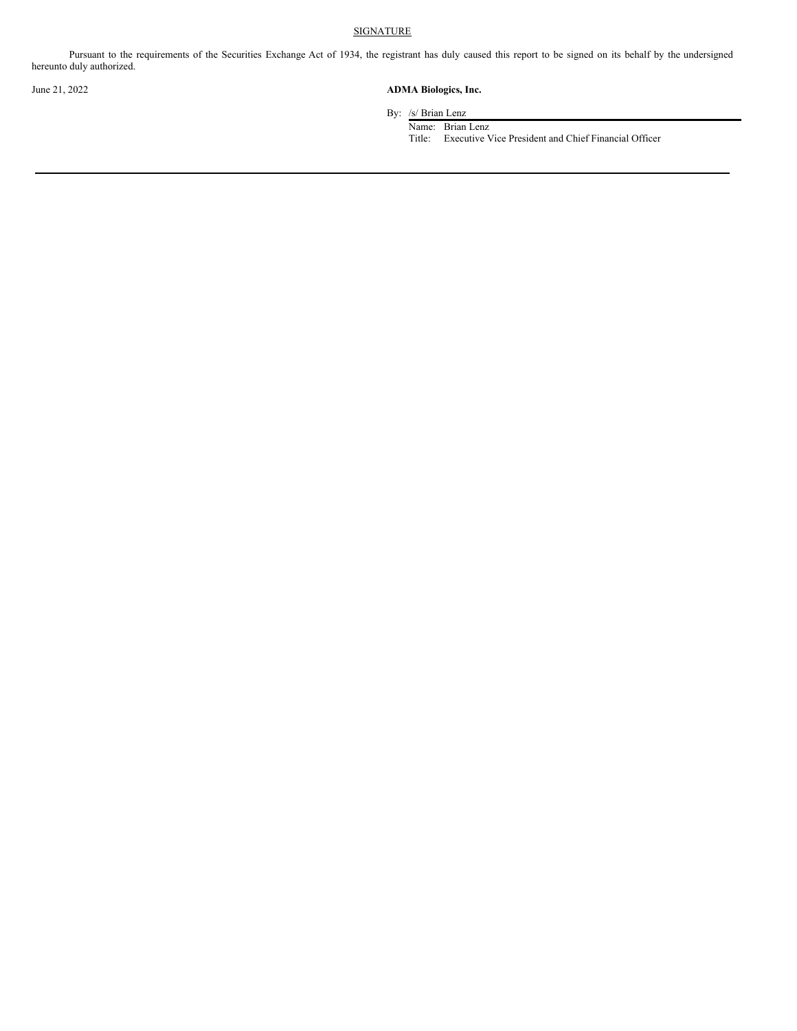SIGNATURE

Pursuant to the requirements of the Securities Exchange Act of 1934, the registrant has duly caused this report to be signed on its behalf by the undersigned hereunto duly authorized.

June 21, 2022

**ADMA Biologics, Inc.**

By: /s/ Brian Lenz
Name: Brian Lenz
Title: Executive Vice President and Chief Financial Officer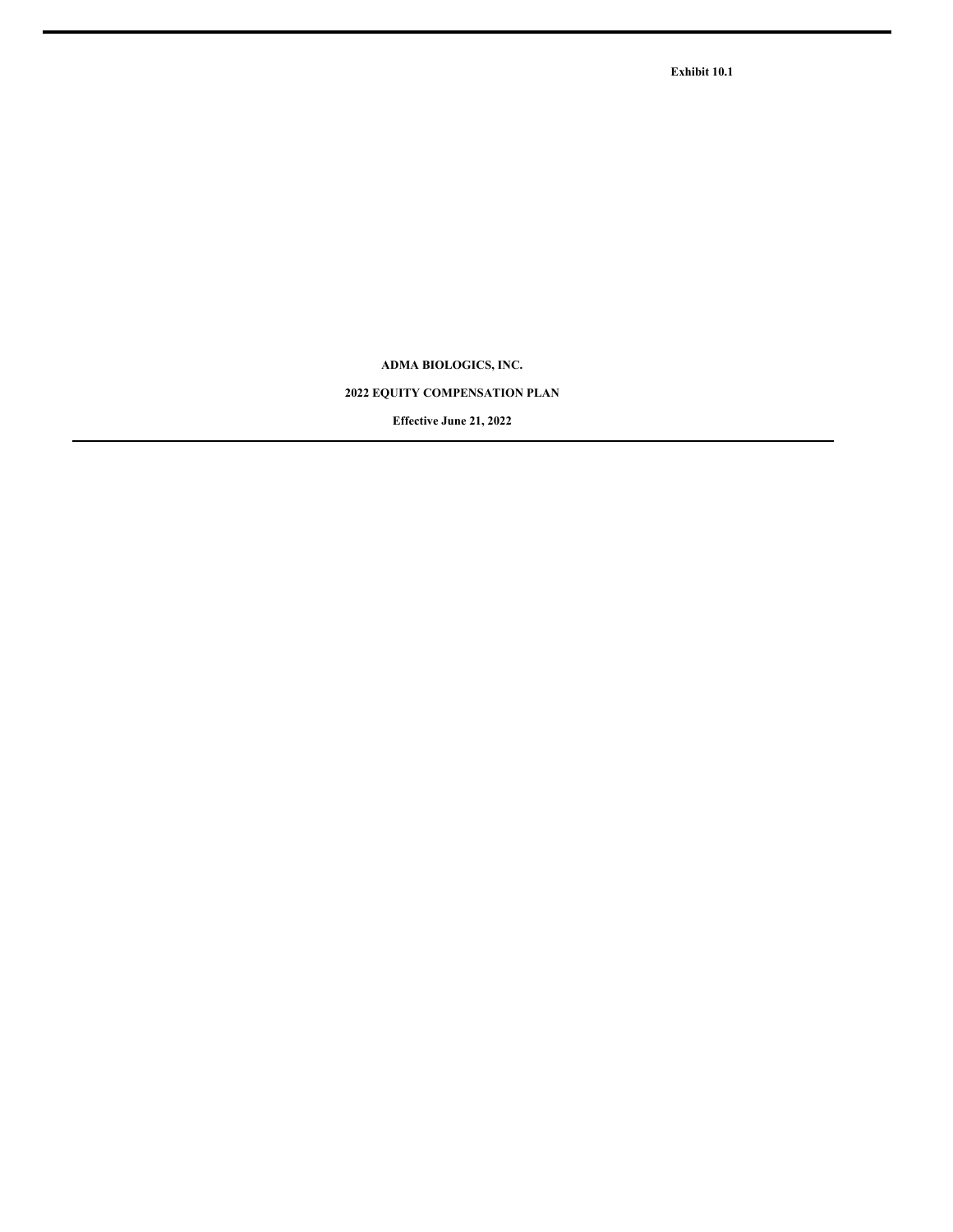**Exhibit 10.1**

**ADMA BIOLOGICS, INC.**

**2022 EQUITY COMPENSATION PLAN**

**Effective June 21, 2022**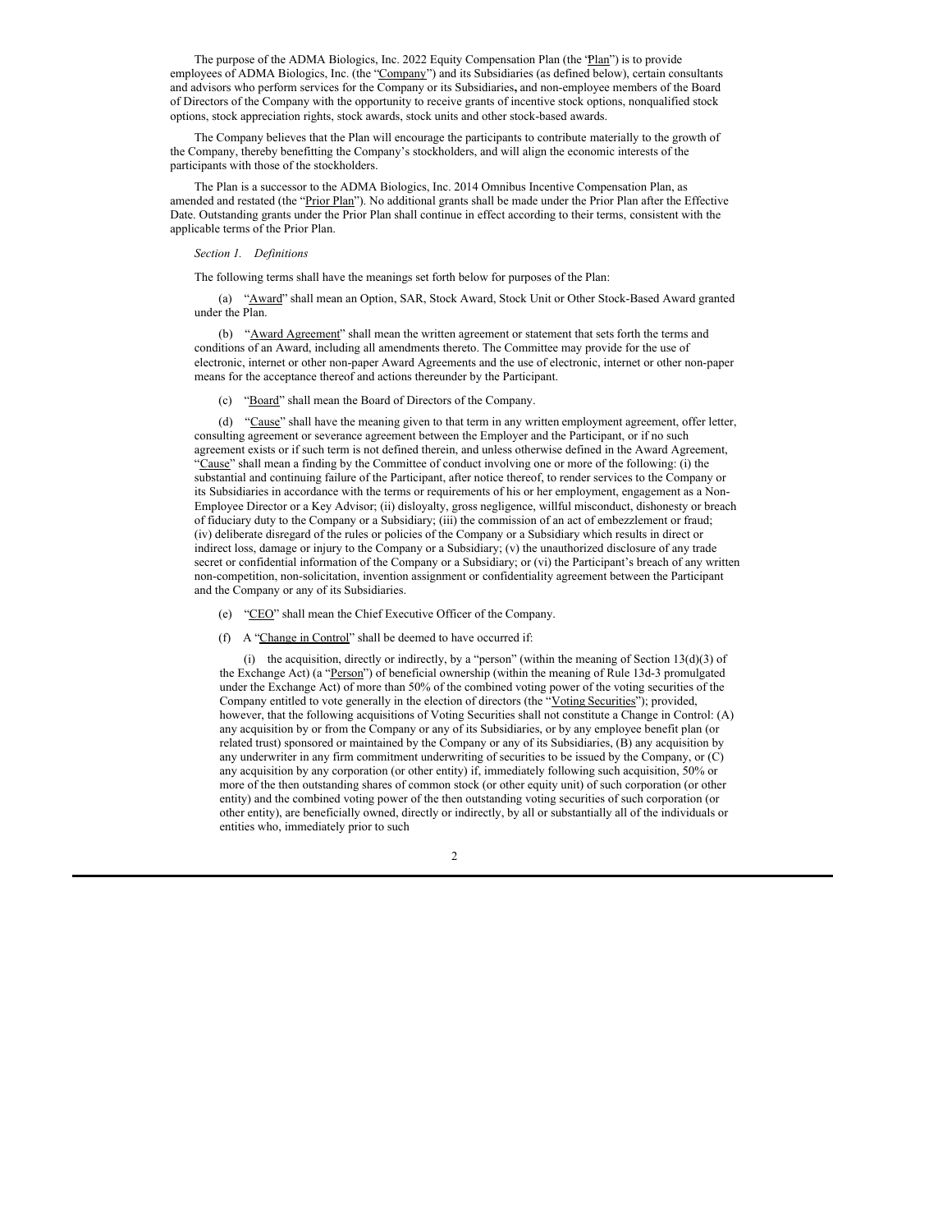The purpose of the ADMA Biologics, Inc. 2022 Equity Compensation Plan (the "Plan") is to provide employees of ADMA Biologics, Inc. (the "Company") and its Subsidiaries (as defined below), certain consultants and advisors who perform services for the Company or its Subsidiaries**,** and non-employee members of the Board of Directors of the Company with the opportunity to receive grants of incentive stock options, nonqualified stock options, stock appreciation rights, stock awards, stock units and other stock-based awards.

The Company believes that the Plan will encourage the participants to contribute materially to the growth of the Company, thereby benefitting the Company's stockholders, and will align the economic interests of the participants with those of the stockholders.

The Plan is a successor to the ADMA Biologics, Inc. 2014 Omnibus Incentive Compensation Plan, as amended and restated (the "Prior Plan"). No additional grants shall be made under the Prior Plan after the Effective Date. Outstanding grants under the Prior Plan shall continue in effect according to their terms, consistent with the applicable terms of the Prior Plan.

*Section 1. Definitions*

The following terms shall have the meanings set forth below for purposes of the Plan:

(a) "Award" shall mean an Option, SAR, Stock Award, Stock Unit or Other Stock-Based Award granted under the Plan.

(b) "Award Agreement" shall mean the written agreement or statement that sets forth the terms and conditions of an Award, including all amendments thereto. The Committee may provide for the use of electronic, internet or other non-paper Award Agreements and the use of electronic, internet or other non-paper means for the acceptance thereof and actions thereunder by the Participant.

(c) "Board" shall mean the Board of Directors of the Company.

(d) "Cause" shall have the meaning given to that term in any written employment agreement, offer letter, consulting agreement or severance agreement between the Employer and the Participant, or if no such agreement exists or if such term is not defined therein, and unless otherwise defined in the Award Agreement, "Cause" shall mean a finding by the Committee of conduct involving one or more of the following: (i) the substantial and continuing failure of the Participant, after notice thereof, to render services to the Company or its Subsidiaries in accordance with the terms or requirements of his or her employment, engagement as a Non-Employee Director or a Key Advisor; (ii) disloyalty, gross negligence, willful misconduct, dishonesty or breach of fiduciary duty to the Company or a Subsidiary; (iii) the commission of an act of embezzlement or fraud; (iv) deliberate disregard of the rules or policies of the Company or a Subsidiary which results in direct or indirect loss, damage or injury to the Company or a Subsidiary; (v) the unauthorized disclosure of any trade secret or confidential information of the Company or a Subsidiary; or (vi) the Participant's breach of any written non-competition, non-solicitation, invention assignment or confidentiality agreement between the Participant and the Company or any of its Subsidiaries.

(e) "CEO" shall mean the Chief Executive Officer of the Company.

(f) A "Change in Control" shall be deemed to have occurred if:

(i) the acquisition, directly or indirectly, by a "person" (within the meaning of Section 13(d)(3) of the Exchange Act) (a "Person") of beneficial ownership (within the meaning of Rule 13d-3 promulgated under the Exchange Act) of more than 50% of the combined voting power of the voting securities of the Company entitled to vote generally in the election of directors (the "Voting Securities"); provided, however, that the following acquisitions of Voting Securities shall not constitute a Change in Control: (A) any acquisition by or from the Company or any of its Subsidiaries, or by any employee benefit plan (or related trust) sponsored or maintained by the Company or any of its Subsidiaries, (B) any acquisition by any underwriter in any firm commitment underwriting of securities to be issued by the Company, or (C) any acquisition by any corporation (or other entity) if, immediately following such acquisition, 50% or more of the then outstanding shares of common stock (or other equity unit) of such corporation (or other entity) and the combined voting power of the then outstanding voting securities of such corporation (or other entity), are beneficially owned, directly or indirectly, by all or substantially all of the individuals or entities who, immediately prior to such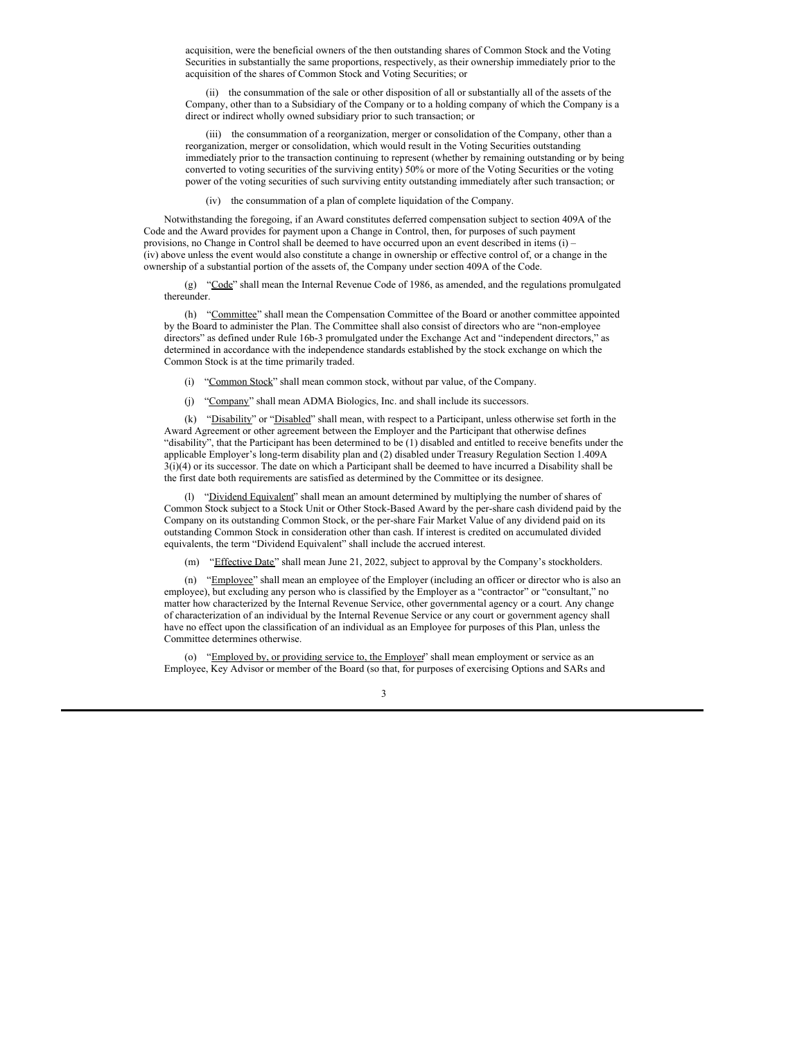acquisition, were the beneficial owners of the then outstanding shares of Common Stock and the Voting Securities in substantially the same proportions, respectively, as their ownership immediately prior to the acquisition of the shares of Common Stock and Voting Securities; or

(ii) the consummation of the sale or other disposition of all or substantially all of the assets of the Company, other than to a Subsidiary of the Company or to a holding company of which the Company is a direct or indirect wholly owned subsidiary prior to such transaction; or

(iii) the consummation of a reorganization, merger or consolidation of the Company, other than a reorganization, merger or consolidation, which would result in the Voting Securities outstanding immediately prior to the transaction continuing to represent (whether by remaining outstanding or by being converted to voting securities of the surviving entity) 50% or more of the Voting Securities or the voting power of the voting securities of such surviving entity outstanding immediately after such transaction; or

(iv) the consummation of a plan of complete liquidation of the Company.

Notwithstanding the foregoing, if an Award constitutes deferred compensation subject to section 409A of the Code and the Award provides for payment upon a Change in Control, then, for purposes of such payment provisions, no Change in Control shall be deemed to have occurred upon an event described in items (i) – (iv) above unless the event would also constitute a change in ownership or effective control of, or a change in the ownership of a substantial portion of the assets of, the Company under section 409A of the Code.

(g) "Code" shall mean the Internal Revenue Code of 1986, as amended, and the regulations promulgated thereunder.

(h) "Committee" shall mean the Compensation Committee of the Board or another committee appointed by the Board to administer the Plan. The Committee shall also consist of directors who are "non-employee directors" as defined under Rule 16b-3 promulgated under the Exchange Act and "independent directors," as determined in accordance with the independence standards established by the stock exchange on which the Common Stock is at the time primarily traded.

(i) "Common Stock" shall mean common stock, without par value, of the Company.

(j) "Company" shall mean ADMA Biologics, Inc. and shall include its successors.

(k) "Disability" or "Disabled" shall mean, with respect to a Participant, unless otherwise set forth in the Award Agreement or other agreement between the Employer and the Participant that otherwise defines "disability", that the Participant has been determined to be (1) disabled and entitled to receive benefits under the applicable Employer's long-term disability plan and (2) disabled under Treasury Regulation Section 1.409A 3(i)(4) or its successor. The date on which a Participant shall be deemed to have incurred a Disability shall be the first date both requirements are satisfied as determined by the Committee or its designee.

(l) "Dividend Equivalent" shall mean an amount determined by multiplying the number of shares of Common Stock subject to a Stock Unit or Other Stock-Based Award by the per-share cash dividend paid by the Company on its outstanding Common Stock, or the per-share Fair Market Value of any dividend paid on its outstanding Common Stock in consideration other than cash. If interest is credited on accumulated divided equivalents, the term "Dividend Equivalent" shall include the accrued interest.

(m) "Effective Date" shall mean June 21, 2022, subject to approval by the Company's stockholders.

(n) "Employee" shall mean an employee of the Employer (including an officer or director who is also an employee), but excluding any person who is classified by the Employer as a "contractor" or "consultant," no matter how characterized by the Internal Revenue Service, other governmental agency or a court. Any change of characterization of an individual by the Internal Revenue Service or any court or government agency shall have no effect upon the classification of an individual as an Employee for purposes of this Plan, unless the Committee determines otherwise.

(o) "Employed by, or providing service to, the Employer" shall mean employment or service as an Employee, Key Advisor or member of the Board (so that, for purposes of exercising Options and SARs and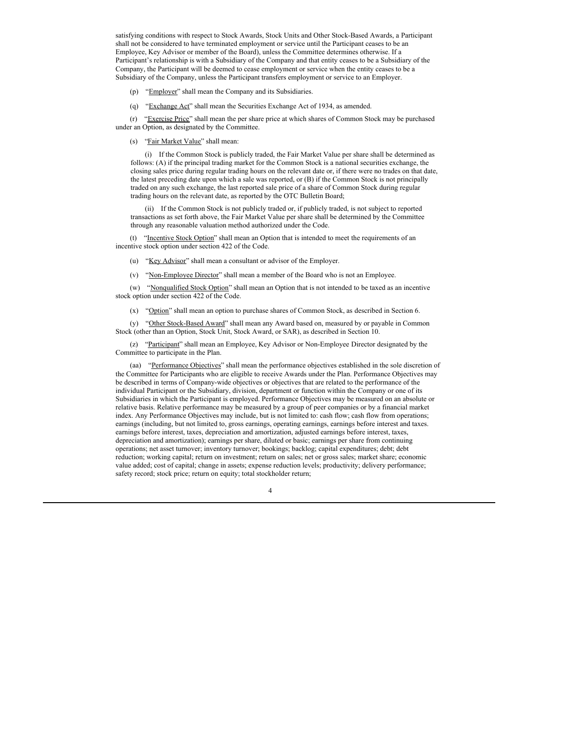satisfying conditions with respect to Stock Awards, Stock Units and Other Stock-Based Awards, a Participant shall not be considered to have terminated employment or service until the Participant ceases to be an Employee, Key Advisor or member of the Board), unless the Committee determines otherwise. If a Participant's relationship is with a Subsidiary of the Company and that entity ceases to be a Subsidiary of the Company, the Participant will be deemed to cease employment or service when the entity ceases to be a Subsidiary of the Company, unless the Participant transfers employment or service to an Employer.

(p) "Employer" shall mean the Company and its Subsidiaries.

(q) "Exchange Act" shall mean the Securities Exchange Act of 1934, as amended.

(r) "Exercise Price" shall mean the per share price at which shares of Common Stock may be purchased under an Option, as designated by the Committee.

(s) "Fair Market Value" shall mean:

(i) If the Common Stock is publicly traded, the Fair Market Value per share shall be determined as follows: (A) if the principal trading market for the Common Stock is a national securities exchange, the closing sales price during regular trading hours on the relevant date or, if there were no trades on that date, the latest preceding date upon which a sale was reported, or (B) if the Common Stock is not principally traded on any such exchange, the last reported sale price of a share of Common Stock during regular trading hours on the relevant date, as reported by the OTC Bulletin Board;

(ii) If the Common Stock is not publicly traded or, if publicly traded, is not subject to reported transactions as set forth above, the Fair Market Value per share shall be determined by the Committee through any reasonable valuation method authorized under the Code.

(t) "Incentive Stock Option" shall mean an Option that is intended to meet the requirements of an incentive stock option under section 422 of the Code.

(u) "Key Advisor" shall mean a consultant or advisor of the Employer.

(v) "Non-Employee Director" shall mean a member of the Board who is not an Employee.

(w) "Nonqualified Stock Option" shall mean an Option that is not intended to be taxed as an incentive stock option under section 422 of the Code.

(x) "Option" shall mean an option to purchase shares of Common Stock, as described in Section 6.

(y) "Other Stock-Based Award" shall mean any Award based on, measured by or payable in Common Stock (other than an Option, Stock Unit, Stock Award, or SAR), as described in Section 10.

(z) "Participant" shall mean an Employee, Key Advisor or Non-Employee Director designated by the Committee to participate in the Plan.

(aa) "Performance Objectives" shall mean the performance objectives established in the sole discretion of the Committee for Participants who are eligible to receive Awards under the Plan. Performance Objectives may be described in terms of Company-wide objectives or objectives that are related to the performance of the individual Participant or the Subsidiary, division, department or function within the Company or one of its Subsidiaries in which the Participant is employed. Performance Objectives may be measured on an absolute or relative basis. Relative performance may be measured by a group of peer companies or by a financial market index. Any Performance Objectives may include, but is not limited to: cash flow; cash flow from operations; earnings (including, but not limited to, gross earnings, operating earnings, earnings before interest and taxes. earnings before interest, taxes, depreciation and amortization, adjusted earnings before interest, taxes, depreciation and amortization); earnings per share, diluted or basic; earnings per share from continuing operations; net asset turnover; inventory turnover; bookings; backlog; capital expenditures; debt; debt reduction; working capital; return on investment; return on sales; net or gross sales; market share; economic value added; cost of capital; change in assets; expense reduction levels; productivity; delivery performance; safety record; stock price; return on equity; total stockholder return;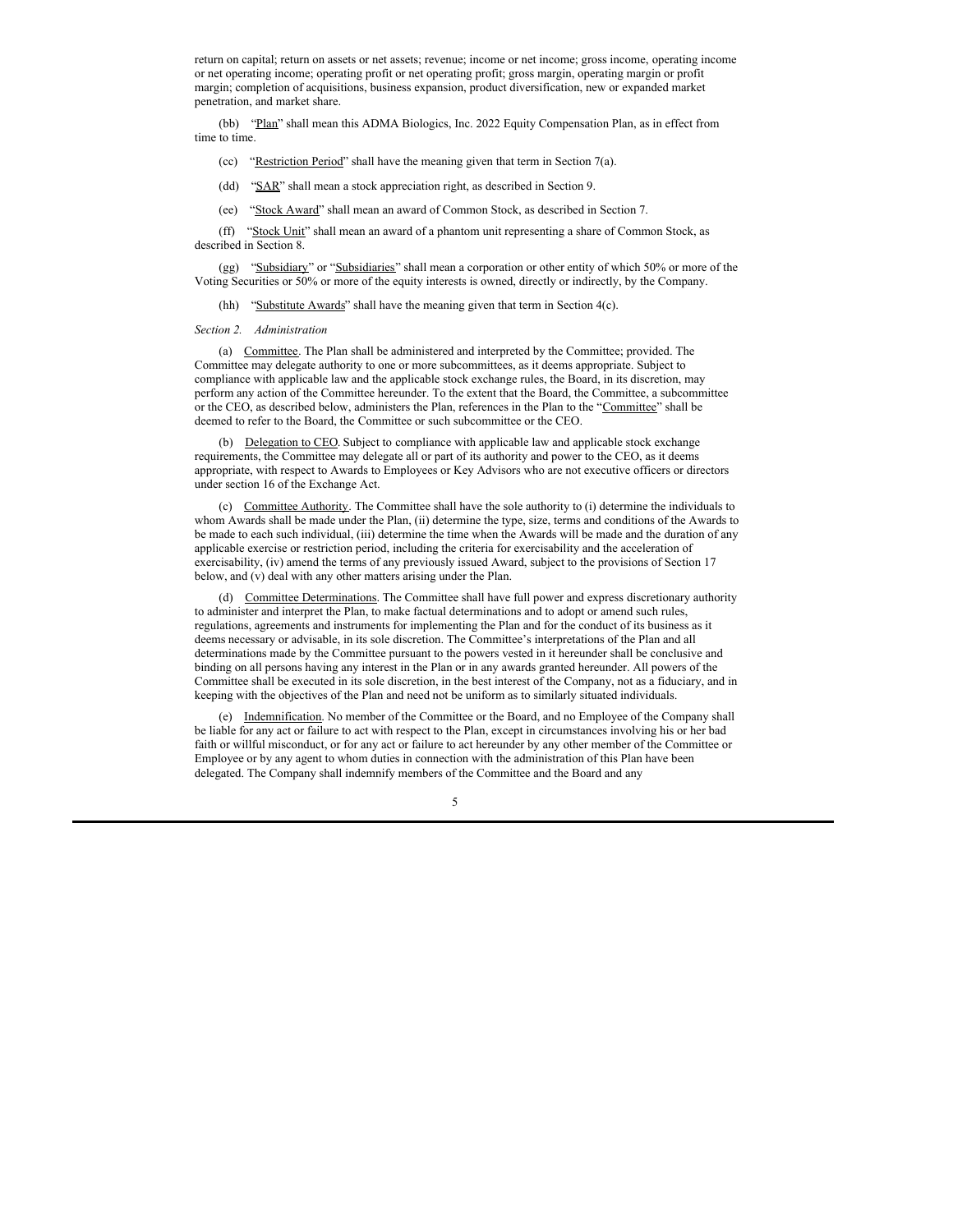return on capital; return on assets or net assets; revenue; income or net income; gross income, operating income or net operating income; operating profit or net operating profit; gross margin, operating margin or profit margin; completion of acquisitions, business expansion, product diversification, new or expanded market penetration, and market share.

(bb) "Plan" shall mean this ADMA Biologics, Inc. 2022 Equity Compensation Plan, as in effect from time to time.

(cc) "Restriction Period" shall have the meaning given that term in Section 7(a).

(dd) "SAR" shall mean a stock appreciation right, as described in Section 9.

(ee) "Stock Award" shall mean an award of Common Stock, as described in Section 7.

(ff) "Stock Unit" shall mean an award of a phantom unit representing a share of Common Stock, as described in Section 8.

(gg) "Subsidiary" or "Subsidiaries" shall mean a corporation or other entity of which 50% or more of the Voting Securities or 50% or more of the equity interests is owned, directly or indirectly, by the Company.

(hh) "Substitute Awards" shall have the meaning given that term in Section 4(c).

*Section 2. Administration*

(a) Committee. The Plan shall be administered and interpreted by the Committee; provided. The Committee may delegate authority to one or more subcommittees, as it deems appropriate. Subject to compliance with applicable law and the applicable stock exchange rules, the Board, in its discretion, may perform any action of the Committee hereunder. To the extent that the Board, the Committee, a subcommittee or the CEO, as described below, administers the Plan, references in the Plan to the "Committee" shall be deemed to refer to the Board, the Committee or such subcommittee or the CEO.

(b) Delegation to CEO. Subject to compliance with applicable law and applicable stock exchange requirements, the Committee may delegate all or part of its authority and power to the CEO, as it deems appropriate, with respect to Awards to Employees or Key Advisors who are not executive officers or directors under section 16 of the Exchange Act.

(c) Committee Authority. The Committee shall have the sole authority to (i) determine the individuals to whom Awards shall be made under the Plan, (ii) determine the type, size, terms and conditions of the Awards to be made to each such individual, (iii) determine the time when the Awards will be made and the duration of any applicable exercise or restriction period, including the criteria for exercisability and the acceleration of exercisability, (iv) amend the terms of any previously issued Award, subject to the provisions of Section 17 below, and (v) deal with any other matters arising under the Plan.

(d) Committee Determinations. The Committee shall have full power and express discretionary authority to administer and interpret the Plan, to make factual determinations and to adopt or amend such rules, regulations, agreements and instruments for implementing the Plan and for the conduct of its business as it deems necessary or advisable, in its sole discretion. The Committee's interpretations of the Plan and all determinations made by the Committee pursuant to the powers vested in it hereunder shall be conclusive and binding on all persons having any interest in the Plan or in any awards granted hereunder. All powers of the Committee shall be executed in its sole discretion, in the best interest of the Company, not as a fiduciary, and in keeping with the objectives of the Plan and need not be uniform as to similarly situated individuals.

(e) Indemnification. No member of the Committee or the Board, and no Employee of the Company shall be liable for any act or failure to act with respect to the Plan, except in circumstances involving his or her bad faith or willful misconduct, or for any act or failure to act hereunder by any other member of the Committee or Employee or by any agent to whom duties in connection with the administration of this Plan have been delegated. The Company shall indemnify members of the Committee and the Board and any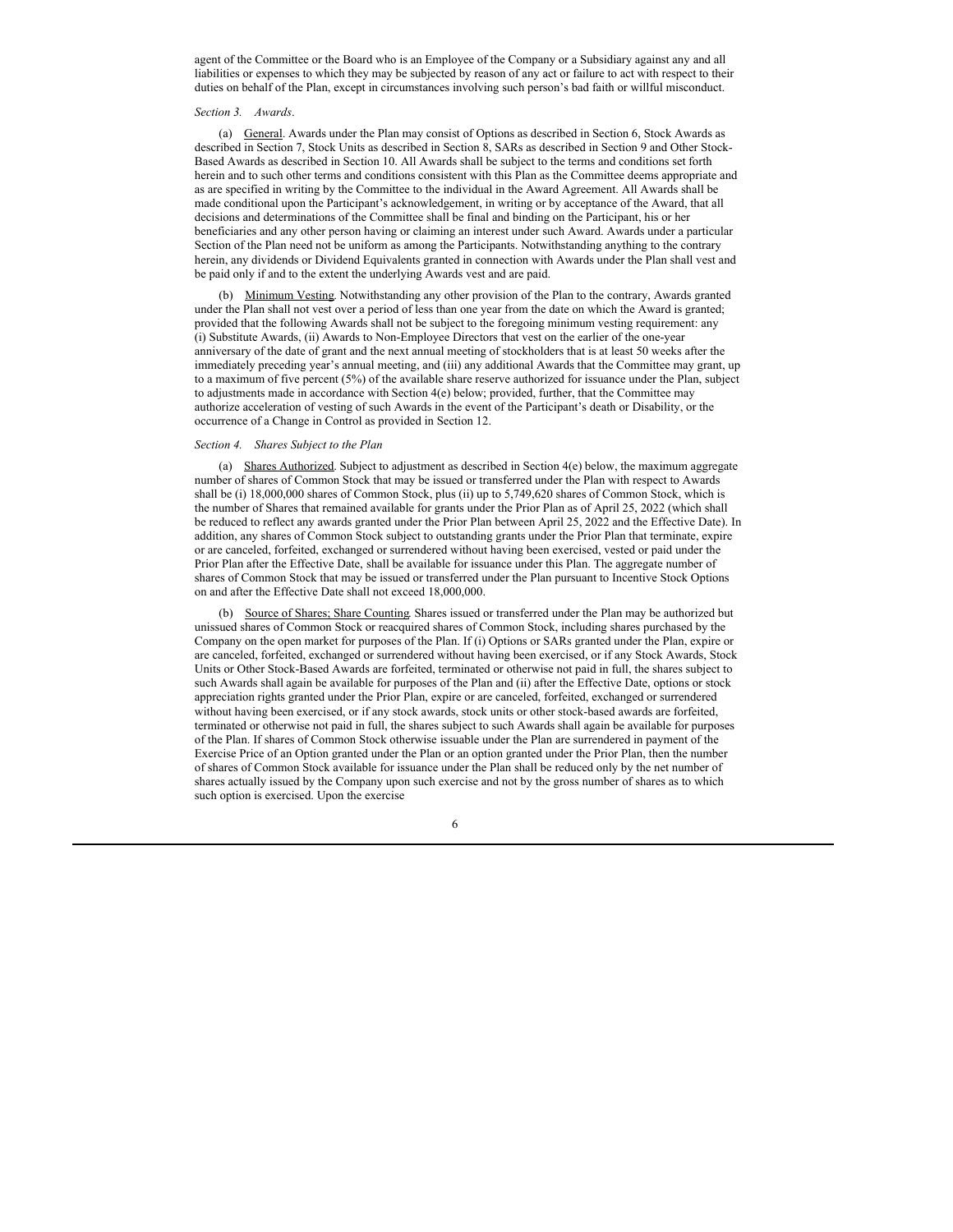agent of the Committee or the Board who is an Employee of the Company or a Subsidiary against any and all liabilities or expenses to which they may be subjected by reason of any act or failure to act with respect to their duties on behalf of the Plan, except in circumstances involving such person's bad faith or willful misconduct.

*Section 3. Awards*.

(a) General. Awards under the Plan may consist of Options as described in Section 6, Stock Awards as described in Section 7, Stock Units as described in Section 8, SARs as described in Section 9 and Other Stock-Based Awards as described in Section 10. All Awards shall be subject to the terms and conditions set forth herein and to such other terms and conditions consistent with this Plan as the Committee deems appropriate and as are specified in writing by the Committee to the individual in the Award Agreement. All Awards shall be made conditional upon the Participant's acknowledgement, in writing or by acceptance of the Award, that all decisions and determinations of the Committee shall be final and binding on the Participant, his or her beneficiaries and any other person having or claiming an interest under such Award. Awards under a particular Section of the Plan need not be uniform as among the Participants. Notwithstanding anything to the contrary herein, any dividends or Dividend Equivalents granted in connection with Awards under the Plan shall vest and be paid only if and to the extent the underlying Awards vest and are paid.

(b) Minimum Vesting. Notwithstanding any other provision of the Plan to the contrary, Awards granted under the Plan shall not vest over a period of less than one year from the date on which the Award is granted; provided that the following Awards shall not be subject to the foregoing minimum vesting requirement: any (i) Substitute Awards, (ii) Awards to Non-Employee Directors that vest on the earlier of the one-year anniversary of the date of grant and the next annual meeting of stockholders that is at least 50 weeks after the immediately preceding year's annual meeting, and (iii) any additional Awards that the Committee may grant, up to a maximum of five percent (5%) of the available share reserve authorized for issuance under the Plan, subject to adjustments made in accordance with Section 4(e) below; provided, further, that the Committee may authorize acceleration of vesting of such Awards in the event of the Participant's death or Disability, or the occurrence of a Change in Control as provided in Section 12.

*Section 4. Shares Subject to the Plan*

(a) Shares Authorized. Subject to adjustment as described in Section 4(e) below, the maximum aggregate number of shares of Common Stock that may be issued or transferred under the Plan with respect to Awards shall be (i) 18,000,000 shares of Common Stock, plus (ii) up to 5,749,620 shares of Common Stock, which is the number of Shares that remained available for grants under the Prior Plan as of April 25, 2022 (which shall be reduced to reflect any awards granted under the Prior Plan between April 25, 2022 and the Effective Date). In addition, any shares of Common Stock subject to outstanding grants under the Prior Plan that terminate, expire or are canceled, forfeited, exchanged or surrendered without having been exercised, vested or paid under the Prior Plan after the Effective Date, shall be available for issuance under this Plan. The aggregate number of shares of Common Stock that may be issued or transferred under the Plan pursuant to Incentive Stock Options on and after the Effective Date shall not exceed 18,000,000.

(b) Source of Shares; Share Counting. Shares issued or transferred under the Plan may be authorized but unissued shares of Common Stock or reacquired shares of Common Stock, including shares purchased by the Company on the open market for purposes of the Plan. If (i) Options or SARs granted under the Plan, expire or are canceled, forfeited, exchanged or surrendered without having been exercised, or if any Stock Awards, Stock Units or Other Stock-Based Awards are forfeited, terminated or otherwise not paid in full, the shares subject to such Awards shall again be available for purposes of the Plan and (ii) after the Effective Date, options or stock appreciation rights granted under the Prior Plan, expire or are canceled, forfeited, exchanged or surrendered without having been exercised, or if any stock awards, stock units or other stock-based awards are forfeited, terminated or otherwise not paid in full, the shares subject to such Awards shall again be available for purposes of the Plan. If shares of Common Stock otherwise issuable under the Plan are surrendered in payment of the Exercise Price of an Option granted under the Plan or an option granted under the Prior Plan, then the number of shares of Common Stock available for issuance under the Plan shall be reduced only by the net number of shares actually issued by the Company upon such exercise and not by the gross number of shares as to which such option is exercised. Upon the exercise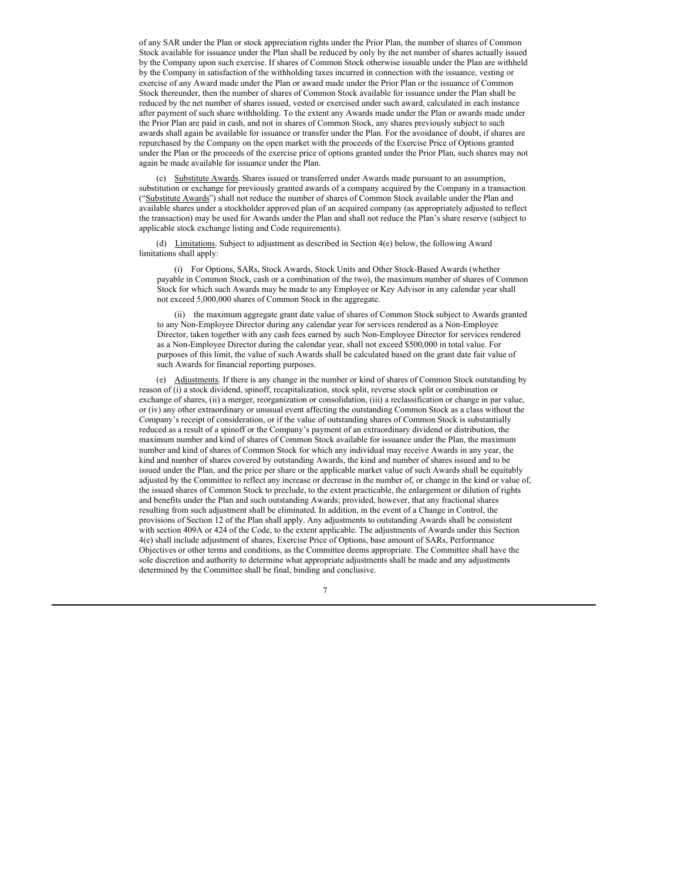of any SAR under the Plan or stock appreciation rights under the Prior Plan, the number of shares of Common Stock available for issuance under the Plan shall be reduced by only by the net number of shares actually issued by the Company upon such exercise. If shares of Common Stock otherwise issuable under the Plan are withheld by the Company in satisfaction of the withholding taxes incurred in connection with the issuance, vesting or exercise of any Award made under the Plan or award made under the Prior Plan or the issuance of Common Stock thereunder, then the number of shares of Common Stock available for issuance under the Plan shall be reduced by the net number of shares issued, vested or exercised under such award, calculated in each instance after payment of such share withholding. To the extent any Awards made under the Plan or awards made under the Prior Plan are paid in cash, and not in shares of Common Stock, any shares previously subject to such awards shall again be available for issuance or transfer under the Plan. For the avoidance of doubt, if shares are repurchased by the Company on the open market with the proceeds of the Exercise Price of Options granted under the Plan or the proceeds of the exercise price of options granted under the Prior Plan, such shares may not again be made available for issuance under the Plan.

(c) Substitute Awards. Shares issued or transferred under Awards made pursuant to an assumption, substitution or exchange for previously granted awards of a company acquired by the Company in a transaction ("Substitute Awards") shall not reduce the number of shares of Common Stock available under the Plan and available shares under a stockholder approved plan of an acquired company (as appropriately adjusted to reflect the transaction) may be used for Awards under the Plan and shall not reduce the Plan's share reserve (subject to applicable stock exchange listing and Code requirements).

(d) Limitations. Subject to adjustment as described in Section 4(e) below, the following Award limitations shall apply:

(i) For Options, SARs, Stock Awards, Stock Units and Other Stock-Based Awards (whether payable in Common Stock, cash or a combination of the two), the maximum number of shares of Common Stock for which such Awards may be made to any Employee or Key Advisor in any calendar year shall not exceed 5,000,000 shares of Common Stock in the aggregate.

(ii) the maximum aggregate grant date value of shares of Common Stock subject to Awards granted to any Non-Employee Director during any calendar year for services rendered as a Non-Employee Director, taken together with any cash fees earned by such Non-Employee Director for services rendered as a Non-Employee Director during the calendar year, shall not exceed $500,000 in total value. For purposes of this limit, the value of such Awards shall be calculated based on the grant date fair value of such Awards for financial reporting purposes.

(e) Adjustments. If there is any change in the number or kind of shares of Common Stock outstanding by reason of (i) a stock dividend, spinoff, recapitalization, stock split, reverse stock split or combination or exchange of shares, (ii) a merger, reorganization or consolidation, (iii) a reclassification or change in par value, or (iv) any other extraordinary or unusual event affecting the outstanding Common Stock as a class without the Company's receipt of consideration, or if the value of outstanding shares of Common Stock is substantially reduced as a result of a spinoff or the Company's payment of an extraordinary dividend or distribution, the maximum number and kind of shares of Common Stock available for issuance under the Plan, the maximum number and kind of shares of Common Stock for which any individual may receive Awards in any year, the kind and number of shares covered by outstanding Awards, the kind and number of shares issued and to be issued under the Plan, and the price per share or the applicable market value of such Awards shall be equitably adjusted by the Committee to reflect any increase or decrease in the number of, or change in the kind or value of, the issued shares of Common Stock to preclude, to the extent practicable, the enlargement or dilution of rights and benefits under the Plan and such outstanding Awards; provided, however, that any fractional shares resulting from such adjustment shall be eliminated. In addition, in the event of a Change in Control, the provisions of Section 12 of the Plan shall apply. Any adjustments to outstanding Awards shall be consistent with section 409A or 424 of the Code, to the extent applicable. The adjustments of Awards under this Section 4(e) shall include adjustment of shares, Exercise Price of Options, base amount of SARs, Performance Objectives or other terms and conditions, as the Committee deems appropriate. The Committee shall have the sole discretion and authority to determine what appropriate adjustments shall be made and any adjustments determined by the Committee shall be final, binding and conclusive.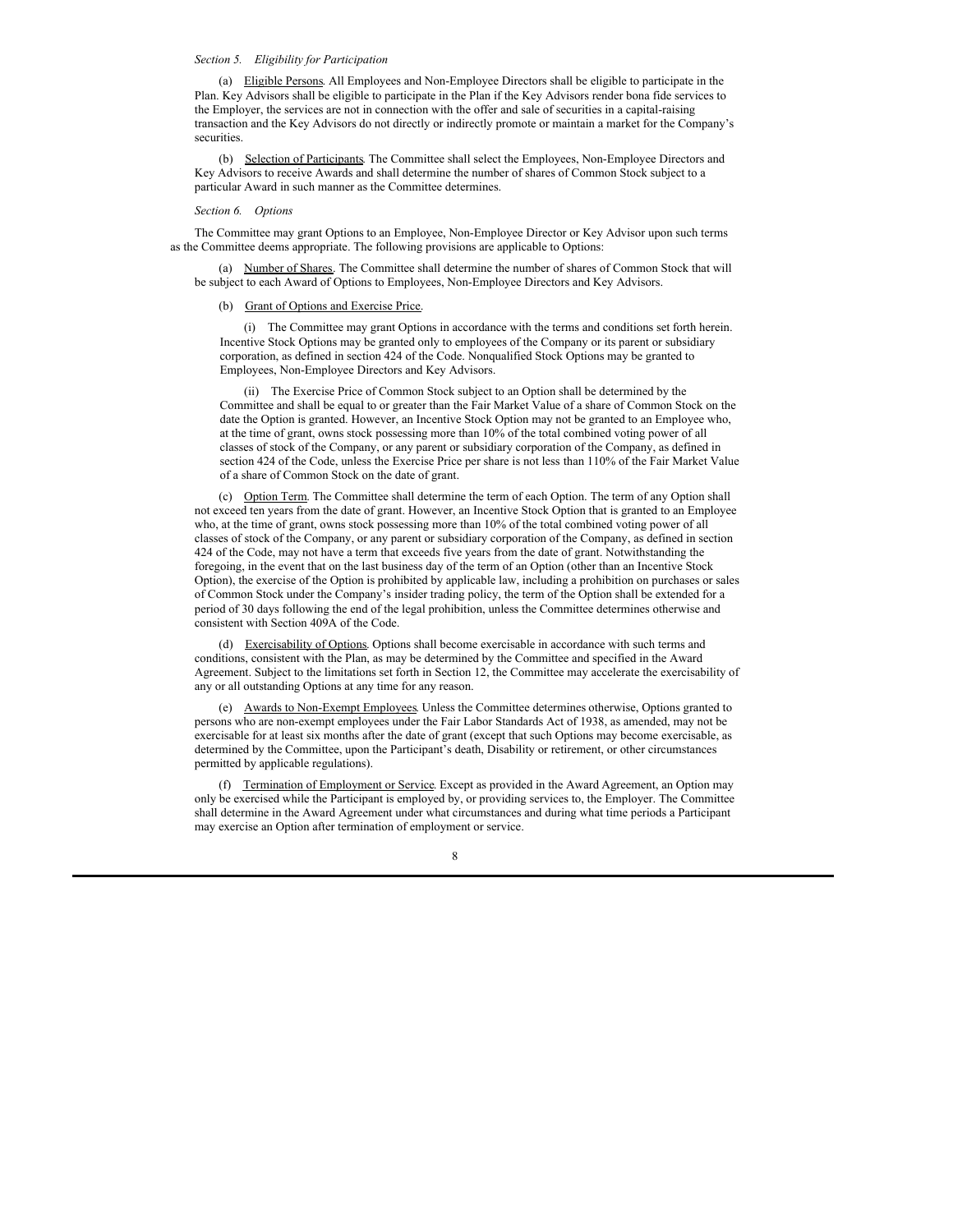*Section 5. Eligibility for Participation*

(a) Eligible Persons. All Employees and Non-Employee Directors shall be eligible to participate in the Plan. Key Advisors shall be eligible to participate in the Plan if the Key Advisors render bona fide services to the Employer, the services are not in connection with the offer and sale of securities in a capital-raising transaction and the Key Advisors do not directly or indirectly promote or maintain a market for the Company's securities.

(b) Selection of Participants. The Committee shall select the Employees, Non-Employee Directors and Key Advisors to receive Awards and shall determine the number of shares of Common Stock subject to a particular Award in such manner as the Committee determines.

*Section 6. Options*

The Committee may grant Options to an Employee, Non-Employee Director or Key Advisor upon such terms as the Committee deems appropriate. The following provisions are applicable to Options:

(a) Number of Shares. The Committee shall determine the number of shares of Common Stock that will be subject to each Award of Options to Employees, Non-Employee Directors and Key Advisors.

(b) Grant of Options and Exercise Price.

(i) The Committee may grant Options in accordance with the terms and conditions set forth herein. Incentive Stock Options may be granted only to employees of the Company or its parent or subsidiary corporation, as defined in section 424 of the Code. Nonqualified Stock Options may be granted to Employees, Non-Employee Directors and Key Advisors.

(ii) The Exercise Price of Common Stock subject to an Option shall be determined by the Committee and shall be equal to or greater than the Fair Market Value of a share of Common Stock on the date the Option is granted. However, an Incentive Stock Option may not be granted to an Employee who, at the time of grant, owns stock possessing more than 10% of the total combined voting power of all classes of stock of the Company, or any parent or subsidiary corporation of the Company, as defined in section 424 of the Code, unless the Exercise Price per share is not less than 110% of the Fair Market Value of a share of Common Stock on the date of grant.

(c) Option Term. The Committee shall determine the term of each Option. The term of any Option shall not exceed ten years from the date of grant. However, an Incentive Stock Option that is granted to an Employee who, at the time of grant, owns stock possessing more than 10% of the total combined voting power of all classes of stock of the Company, or any parent or subsidiary corporation of the Company, as defined in section 424 of the Code, may not have a term that exceeds five years from the date of grant. Notwithstanding the foregoing, in the event that on the last business day of the term of an Option (other than an Incentive Stock Option), the exercise of the Option is prohibited by applicable law, including a prohibition on purchases or sales of Common Stock under the Company's insider trading policy, the term of the Option shall be extended for a period of 30 days following the end of the legal prohibition, unless the Committee determines otherwise and consistent with Section 409A of the Code.

(d) Exercisability of Options. Options shall become exercisable in accordance with such terms and conditions, consistent with the Plan, as may be determined by the Committee and specified in the Award Agreement. Subject to the limitations set forth in Section 12, the Committee may accelerate the exercisability of any or all outstanding Options at any time for any reason.

(e) Awards to Non-Exempt Employees. Unless the Committee determines otherwise, Options granted to persons who are non-exempt employees under the Fair Labor Standards Act of 1938, as amended, may not be exercisable for at least six months after the date of grant (except that such Options may become exercisable, as determined by the Committee, upon the Participant's death, Disability or retirement, or other circumstances permitted by applicable regulations).

(f) Termination of Employment or Service. Except as provided in the Award Agreement, an Option may only be exercised while the Participant is employed by, or providing services to, the Employer. The Committee shall determine in the Award Agreement under what circumstances and during what time periods a Participant may exercise an Option after termination of employment or service.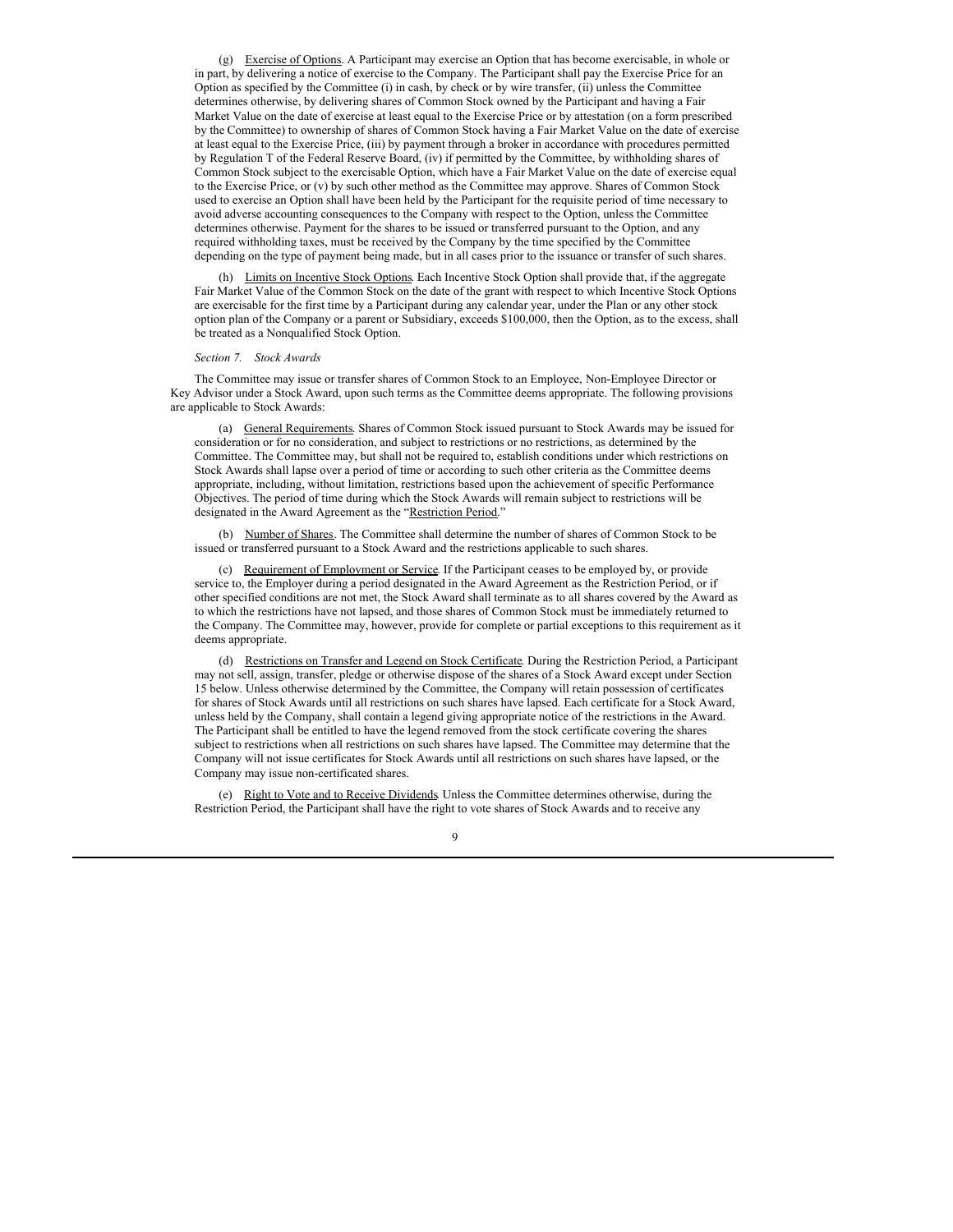(g) Exercise of Options. A Participant may exercise an Option that has become exercisable, in whole or in part, by delivering a notice of exercise to the Company. The Participant shall pay the Exercise Price for an Option as specified by the Committee (i) in cash, by check or by wire transfer, (ii) unless the Committee determines otherwise, by delivering shares of Common Stock owned by the Participant and having a Fair Market Value on the date of exercise at least equal to the Exercise Price or by attestation (on a form prescribed by the Committee) to ownership of shares of Common Stock having a Fair Market Value on the date of exercise at least equal to the Exercise Price, (iii) by payment through a broker in accordance with procedures permitted by Regulation T of the Federal Reserve Board, (iv) if permitted by the Committee, by withholding shares of Common Stock subject to the exercisable Option, which have a Fair Market Value on the date of exercise equal to the Exercise Price, or (v) by such other method as the Committee may approve. Shares of Common Stock used to exercise an Option shall have been held by the Participant for the requisite period of time necessary to avoid adverse accounting consequences to the Company with respect to the Option, unless the Committee determines otherwise. Payment for the shares to be issued or transferred pursuant to the Option, and any required withholding taxes, must be received by the Company by the time specified by the Committee depending on the type of payment being made, but in all cases prior to the issuance or transfer of such shares.

(h) Limits on Incentive Stock Options. Each Incentive Stock Option shall provide that, if the aggregate Fair Market Value of the Common Stock on the date of the grant with respect to which Incentive Stock Options are exercisable for the first time by a Participant during any calendar year, under the Plan or any other stock option plan of the Company or a parent or Subsidiary, exceeds $100,000, then the Option, as to the excess, shall be treated as a Nonqualified Stock Option.

*Section 7. Stock Awards*

The Committee may issue or transfer shares of Common Stock to an Employee, Non-Employee Director or Key Advisor under a Stock Award, upon such terms as the Committee deems appropriate. The following provisions are applicable to Stock Awards:

(a) General Requirements. Shares of Common Stock issued pursuant to Stock Awards may be issued for consideration or for no consideration, and subject to restrictions or no restrictions, as determined by the Committee. The Committee may, but shall not be required to, establish conditions under which restrictions on Stock Awards shall lapse over a period of time or according to such other criteria as the Committee deems appropriate, including, without limitation, restrictions based upon the achievement of specific Performance Objectives. The period of time during which the Stock Awards will remain subject to restrictions will be designated in the Award Agreement as the "Restriction Period."

(b) Number of Shares. The Committee shall determine the number of shares of Common Stock to be issued or transferred pursuant to a Stock Award and the restrictions applicable to such shares.

(c) Requirement of Employment or Service. If the Participant ceases to be employed by, or provide service to, the Employer during a period designated in the Award Agreement as the Restriction Period, or if other specified conditions are not met, the Stock Award shall terminate as to all shares covered by the Award as to which the restrictions have not lapsed, and those shares of Common Stock must be immediately returned to the Company. The Committee may, however, provide for complete or partial exceptions to this requirement as it deems appropriate.

(d) Restrictions on Transfer and Legend on Stock Certificate. During the Restriction Period, a Participant may not sell, assign, transfer, pledge or otherwise dispose of the shares of a Stock Award except under Section 15 below. Unless otherwise determined by the Committee, the Company will retain possession of certificates for shares of Stock Awards until all restrictions on such shares have lapsed. Each certificate for a Stock Award, unless held by the Company, shall contain a legend giving appropriate notice of the restrictions in the Award. The Participant shall be entitled to have the legend removed from the stock certificate covering the shares subject to restrictions when all restrictions on such shares have lapsed. The Committee may determine that the Company will not issue certificates for Stock Awards until all restrictions on such shares have lapsed, or the Company may issue non-certificated shares.

(e) Right to Vote and to Receive Dividends. Unless the Committee determines otherwise, during the Restriction Period, the Participant shall have the right to vote shares of Stock Awards and to receive any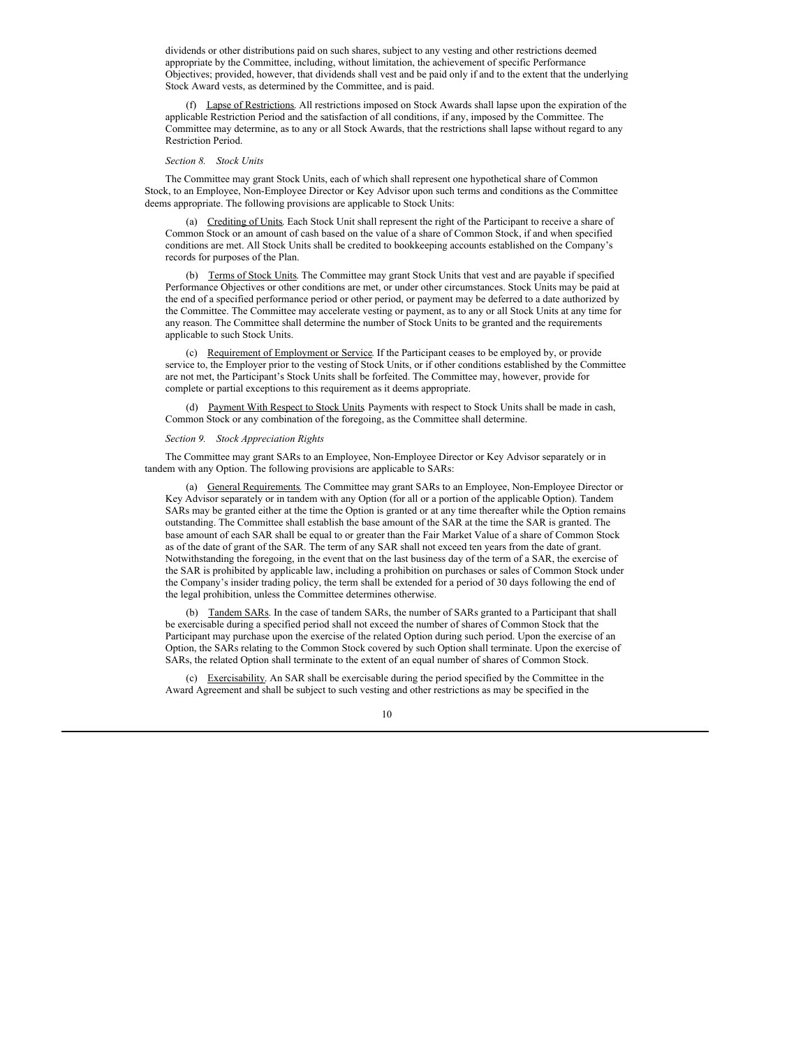dividends or other distributions paid on such shares, subject to any vesting and other restrictions deemed appropriate by the Committee, including, without limitation, the achievement of specific Performance Objectives; provided, however, that dividends shall vest and be paid only if and to the extent that the underlying Stock Award vests, as determined by the Committee, and is paid.

(f) Lapse of Restrictions. All restrictions imposed on Stock Awards shall lapse upon the expiration of the applicable Restriction Period and the satisfaction of all conditions, if any, imposed by the Committee. The Committee may determine, as to any or all Stock Awards, that the restrictions shall lapse without regard to any Restriction Period.

*Section 8. Stock Units*

The Committee may grant Stock Units, each of which shall represent one hypothetical share of Common Stock, to an Employee, Non-Employee Director or Key Advisor upon such terms and conditions as the Committee deems appropriate. The following provisions are applicable to Stock Units:

(a) Crediting of Units. Each Stock Unit shall represent the right of the Participant to receive a share of Common Stock or an amount of cash based on the value of a share of Common Stock, if and when specified conditions are met. All Stock Units shall be credited to bookkeeping accounts established on the Company's records for purposes of the Plan.

(b) Terms of Stock Units. The Committee may grant Stock Units that vest and are payable if specified Performance Objectives or other conditions are met, or under other circumstances. Stock Units may be paid at the end of a specified performance period or other period, or payment may be deferred to a date authorized by the Committee. The Committee may accelerate vesting or payment, as to any or all Stock Units at any time for any reason. The Committee shall determine the number of Stock Units to be granted and the requirements applicable to such Stock Units.

(c) Requirement of Employment or Service. If the Participant ceases to be employed by, or provide service to, the Employer prior to the vesting of Stock Units, or if other conditions established by the Committee are not met, the Participant's Stock Units shall be forfeited. The Committee may, however, provide for complete or partial exceptions to this requirement as it deems appropriate.

(d) Payment With Respect to Stock Units. Payments with respect to Stock Units shall be made in cash, Common Stock or any combination of the foregoing, as the Committee shall determine.

*Section 9. Stock Appreciation Rights*

The Committee may grant SARs to an Employee, Non-Employee Director or Key Advisor separately or in tandem with any Option. The following provisions are applicable to SARs:

(a) General Requirements. The Committee may grant SARs to an Employee, Non-Employee Director or Key Advisor separately or in tandem with any Option (for all or a portion of the applicable Option). Tandem SARs may be granted either at the time the Option is granted or at any time thereafter while the Option remains outstanding. The Committee shall establish the base amount of the SAR at the time the SAR is granted. The base amount of each SAR shall be equal to or greater than the Fair Market Value of a share of Common Stock as of the date of grant of the SAR. The term of any SAR shall not exceed ten years from the date of grant. Notwithstanding the foregoing, in the event that on the last business day of the term of a SAR, the exercise of the SAR is prohibited by applicable law, including a prohibition on purchases or sales of Common Stock under the Company's insider trading policy, the term shall be extended for a period of 30 days following the end of the legal prohibition, unless the Committee determines otherwise.

(b) Tandem SARs. In the case of tandem SARs, the number of SARs granted to a Participant that shall be exercisable during a specified period shall not exceed the number of shares of Common Stock that the Participant may purchase upon the exercise of the related Option during such period. Upon the exercise of an Option, the SARs relating to the Common Stock covered by such Option shall terminate. Upon the exercise of SARs, the related Option shall terminate to the extent of an equal number of shares of Common Stock.

(c) Exercisability. An SAR shall be exercisable during the period specified by the Committee in the Award Agreement and shall be subject to such vesting and other restrictions as may be specified in the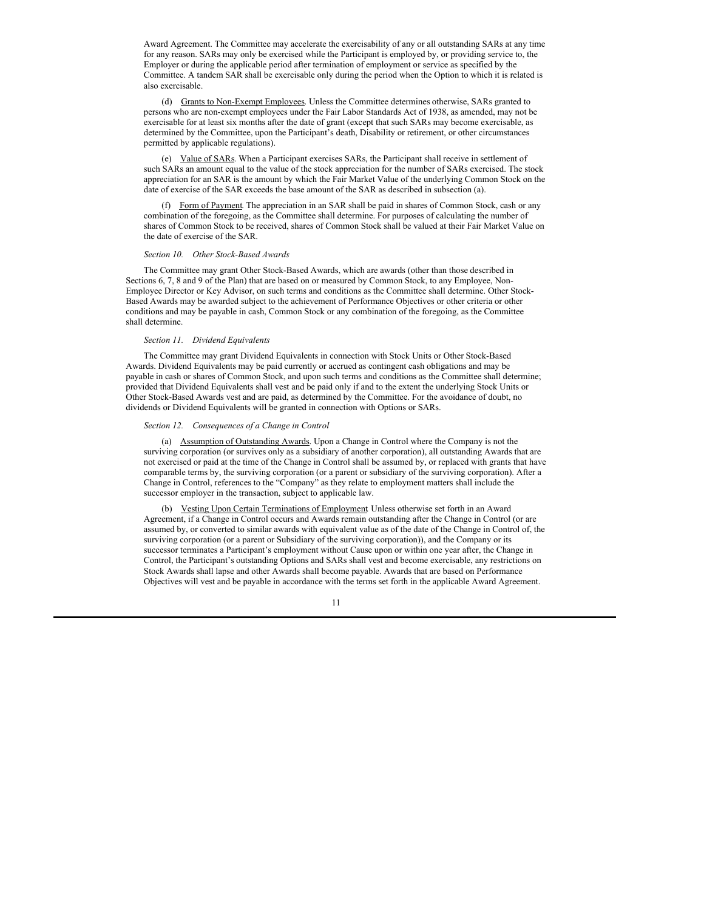Award Agreement. The Committee may accelerate the exercisability of any or all outstanding SARs at any time for any reason. SARs may only be exercised while the Participant is employed by, or providing service to, the Employer or during the applicable period after termination of employment or service as specified by the Committee. A tandem SAR shall be exercisable only during the period when the Option to which it is related is also exercisable.

(d) Grants to Non-Exempt Employees. Unless the Committee determines otherwise, SARs granted to persons who are non-exempt employees under the Fair Labor Standards Act of 1938, as amended, may not be exercisable for at least six months after the date of grant (except that such SARs may become exercisable, as determined by the Committee, upon the Participant's death, Disability or retirement, or other circumstances permitted by applicable regulations).

(e) Value of SARs. When a Participant exercises SARs, the Participant shall receive in settlement of such SARs an amount equal to the value of the stock appreciation for the number of SARs exercised. The stock appreciation for an SAR is the amount by which the Fair Market Value of the underlying Common Stock on the date of exercise of the SAR exceeds the base amount of the SAR as described in subsection (a).

(f) Form of Payment. The appreciation in an SAR shall be paid in shares of Common Stock, cash or any combination of the foregoing, as the Committee shall determine. For purposes of calculating the number of shares of Common Stock to be received, shares of Common Stock shall be valued at their Fair Market Value on the date of exercise of the SAR.

*Section 10. Other Stock-Based Awards*

The Committee may grant Other Stock-Based Awards, which are awards (other than those described in Sections 6, 7, 8 and 9 of the Plan) that are based on or measured by Common Stock, to any Employee, Non-Employee Director or Key Advisor, on such terms and conditions as the Committee shall determine. Other Stock-Based Awards may be awarded subject to the achievement of Performance Objectives or other criteria or other conditions and may be payable in cash, Common Stock or any combination of the foregoing, as the Committee shall determine.

*Section 11. Dividend Equivalents*

The Committee may grant Dividend Equivalents in connection with Stock Units or Other Stock-Based Awards. Dividend Equivalents may be paid currently or accrued as contingent cash obligations and may be payable in cash or shares of Common Stock, and upon such terms and conditions as the Committee shall determine; provided that Dividend Equivalents shall vest and be paid only if and to the extent the underlying Stock Units or Other Stock-Based Awards vest and are paid, as determined by the Committee. For the avoidance of doubt, no dividends or Dividend Equivalents will be granted in connection with Options or SARs.

*Section 12. Consequences of a Change in Control*

(a) Assumption of Outstanding Awards. Upon a Change in Control where the Company is not the surviving corporation (or survives only as a subsidiary of another corporation), all outstanding Awards that are not exercised or paid at the time of the Change in Control shall be assumed by, or replaced with grants that have comparable terms by, the surviving corporation (or a parent or subsidiary of the surviving corporation). After a Change in Control, references to the "Company" as they relate to employment matters shall include the successor employer in the transaction, subject to applicable law.

(b) Vesting Upon Certain Terminations of Employment. Unless otherwise set forth in an Award Agreement, if a Change in Control occurs and Awards remain outstanding after the Change in Control (or are assumed by, or converted to similar awards with equivalent value as of the date of the Change in Control of, the surviving corporation (or a parent or Subsidiary of the surviving corporation)), and the Company or its successor terminates a Participant's employment without Cause upon or within one year after, the Change in Control, the Participant's outstanding Options and SARs shall vest and become exercisable, any restrictions on Stock Awards shall lapse and other Awards shall become payable. Awards that are based on Performance Objectives will vest and be payable in accordance with the terms set forth in the applicable Award Agreement.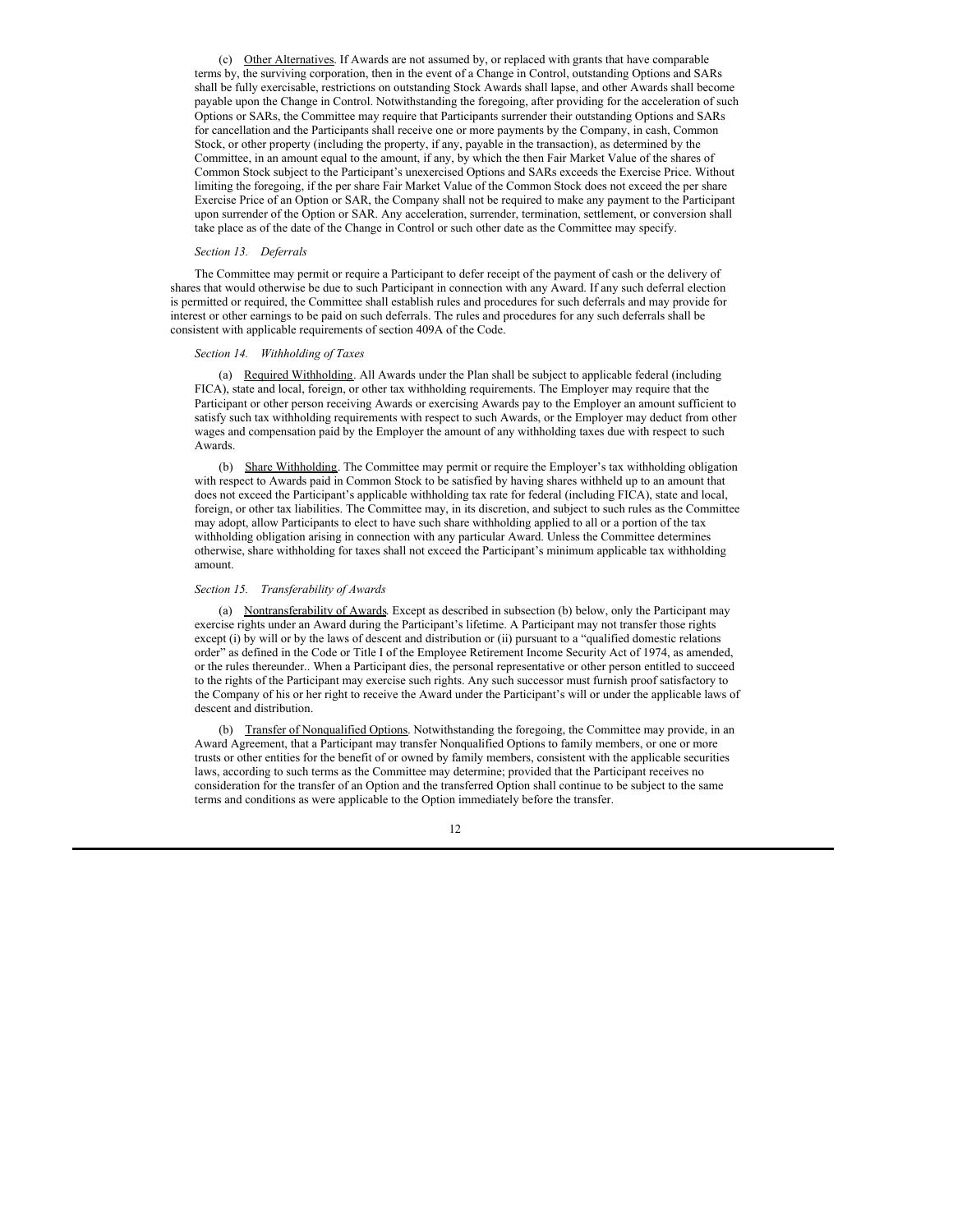(c) Other Alternatives. If Awards are not assumed by, or replaced with grants that have comparable terms by, the surviving corporation, then in the event of a Change in Control, outstanding Options and SARs shall be fully exercisable, restrictions on outstanding Stock Awards shall lapse, and other Awards shall become payable upon the Change in Control. Notwithstanding the foregoing, after providing for the acceleration of such Options or SARs, the Committee may require that Participants surrender their outstanding Options and SARs for cancellation and the Participants shall receive one or more payments by the Company, in cash, Common Stock, or other property (including the property, if any, payable in the transaction), as determined by the Committee, in an amount equal to the amount, if any, by which the then Fair Market Value of the shares of Common Stock subject to the Participant's unexercised Options and SARs exceeds the Exercise Price. Without limiting the foregoing, if the per share Fair Market Value of the Common Stock does not exceed the per share Exercise Price of an Option or SAR, the Company shall not be required to make any payment to the Participant upon surrender of the Option or SAR. Any acceleration, surrender, termination, settlement, or conversion shall take place as of the date of the Change in Control or such other date as the Committee may specify.

*Section 13. Deferrals*

The Committee may permit or require a Participant to defer receipt of the payment of cash or the delivery of shares that would otherwise be due to such Participant in connection with any Award. If any such deferral election is permitted or required, the Committee shall establish rules and procedures for such deferrals and may provide for interest or other earnings to be paid on such deferrals. The rules and procedures for any such deferrals shall be consistent with applicable requirements of section 409A of the Code.

*Section 14. Withholding of Taxes*

(a) Required Withholding. All Awards under the Plan shall be subject to applicable federal (including FICA), state and local, foreign, or other tax withholding requirements. The Employer may require that the Participant or other person receiving Awards or exercising Awards pay to the Employer an amount sufficient to satisfy such tax withholding requirements with respect to such Awards, or the Employer may deduct from other wages and compensation paid by the Employer the amount of any withholding taxes due with respect to such Awards.

(b) Share Withholding. The Committee may permit or require the Employer's tax withholding obligation with respect to Awards paid in Common Stock to be satisfied by having shares withheld up to an amount that does not exceed the Participant's applicable withholding tax rate for federal (including FICA), state and local, foreign, or other tax liabilities. The Committee may, in its discretion, and subject to such rules as the Committee may adopt, allow Participants to elect to have such share withholding applied to all or a portion of the tax withholding obligation arising in connection with any particular Award. Unless the Committee determines otherwise, share withholding for taxes shall not exceed the Participant's minimum applicable tax withholding amount.

*Section 15. Transferability of Awards*

(a) Nontransferability of Awards. Except as described in subsection (b) below, only the Participant may exercise rights under an Award during the Participant's lifetime. A Participant may not transfer those rights except (i) by will or by the laws of descent and distribution or (ii) pursuant to a "qualified domestic relations order" as defined in the Code or Title I of the Employee Retirement Income Security Act of 1974, as amended, or the rules thereunder.. When a Participant dies, the personal representative or other person entitled to succeed to the rights of the Participant may exercise such rights. Any such successor must furnish proof satisfactory to the Company of his or her right to receive the Award under the Participant's will or under the applicable laws of descent and distribution.

(b) Transfer of Nonqualified Options. Notwithstanding the foregoing, the Committee may provide, in an Award Agreement, that a Participant may transfer Nonqualified Options to family members, or one or more trusts or other entities for the benefit of or owned by family members, consistent with the applicable securities laws, according to such terms as the Committee may determine; provided that the Participant receives no consideration for the transfer of an Option and the transferred Option shall continue to be subject to the same terms and conditions as were applicable to the Option immediately before the transfer.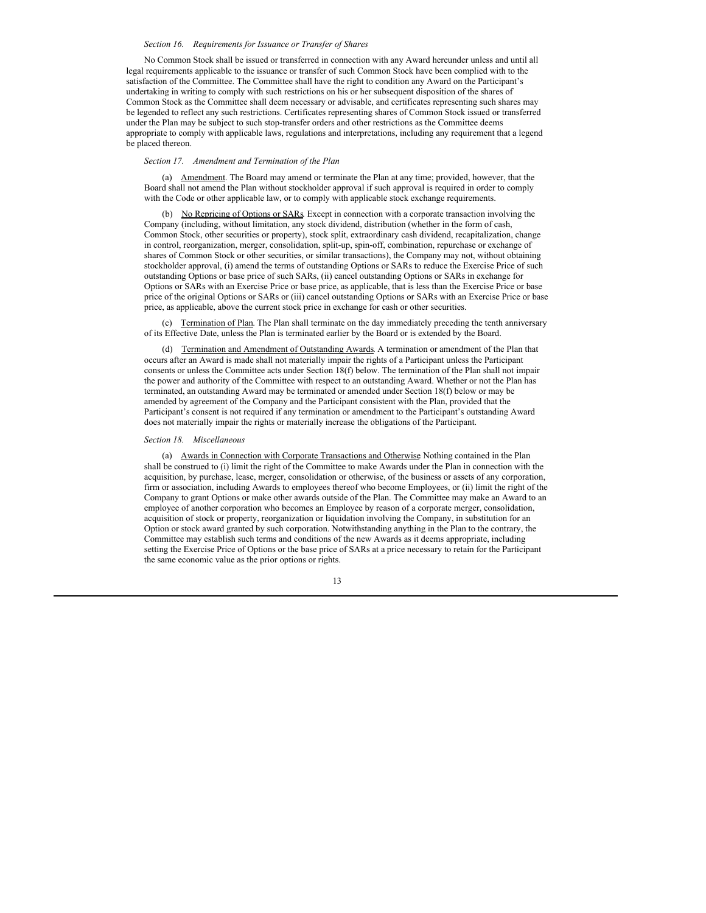*Section 16. Requirements for Issuance or Transfer of Shares*

No Common Stock shall be issued or transferred in connection with any Award hereunder unless and until all legal requirements applicable to the issuance or transfer of such Common Stock have been complied with to the satisfaction of the Committee. The Committee shall have the right to condition any Award on the Participant's undertaking in writing to comply with such restrictions on his or her subsequent disposition of the shares of Common Stock as the Committee shall deem necessary or advisable, and certificates representing such shares may be legended to reflect any such restrictions. Certificates representing shares of Common Stock issued or transferred under the Plan may be subject to such stop-transfer orders and other restrictions as the Committee deems appropriate to comply with applicable laws, regulations and interpretations, including any requirement that a legend be placed thereon.

*Section 17. Amendment and Termination of the Plan*

(a) Amendment. The Board may amend or terminate the Plan at any time; provided, however, that the Board shall not amend the Plan without stockholder approval if such approval is required in order to comply with the Code or other applicable law, or to comply with applicable stock exchange requirements.

(b) No Repricing of Options or SARs. Except in connection with a corporate transaction involving the Company (including, without limitation, any stock dividend, distribution (whether in the form of cash, Common Stock, other securities or property), stock split, extraordinary cash dividend, recapitalization, change in control, reorganization, merger, consolidation, split-up, spin-off, combination, repurchase or exchange of shares of Common Stock or other securities, or similar transactions), the Company may not, without obtaining stockholder approval, (i) amend the terms of outstanding Options or SARs to reduce the Exercise Price of such outstanding Options or base price of such SARs, (ii) cancel outstanding Options or SARs in exchange for Options or SARs with an Exercise Price or base price, as applicable, that is less than the Exercise Price or base price of the original Options or SARs or (iii) cancel outstanding Options or SARs with an Exercise Price or base price, as applicable, above the current stock price in exchange for cash or other securities.

(c) Termination of Plan. The Plan shall terminate on the day immediately preceding the tenth anniversary of its Effective Date, unless the Plan is terminated earlier by the Board or is extended by the Board.

(d) Termination and Amendment of Outstanding Awards. A termination or amendment of the Plan that occurs after an Award is made shall not materially impair the rights of a Participant unless the Participant consents or unless the Committee acts under Section 18(f) below. The termination of the Plan shall not impair the power and authority of the Committee with respect to an outstanding Award. Whether or not the Plan has terminated, an outstanding Award may be terminated or amended under Section 18(f) below or may be amended by agreement of the Company and the Participant consistent with the Plan, provided that the Participant's consent is not required if any termination or amendment to the Participant's outstanding Award does not materially impair the rights or materially increase the obligations of the Participant.

*Section 18. Miscellaneous*

(a) Awards in Connection with Corporate Transactions and Otherwise. Nothing contained in the Plan shall be construed to (i) limit the right of the Committee to make Awards under the Plan in connection with the acquisition, by purchase, lease, merger, consolidation or otherwise, of the business or assets of any corporation, firm or association, including Awards to employees thereof who become Employees, or (ii) limit the right of the Company to grant Options or make other awards outside of the Plan. The Committee may make an Award to an employee of another corporation who becomes an Employee by reason of a corporate merger, consolidation, acquisition of stock or property, reorganization or liquidation involving the Company, in substitution for an Option or stock award granted by such corporation. Notwithstanding anything in the Plan to the contrary, the Committee may establish such terms and conditions of the new Awards as it deems appropriate, including setting the Exercise Price of Options or the base price of SARs at a price necessary to retain for the Participant the same economic value as the prior options or rights.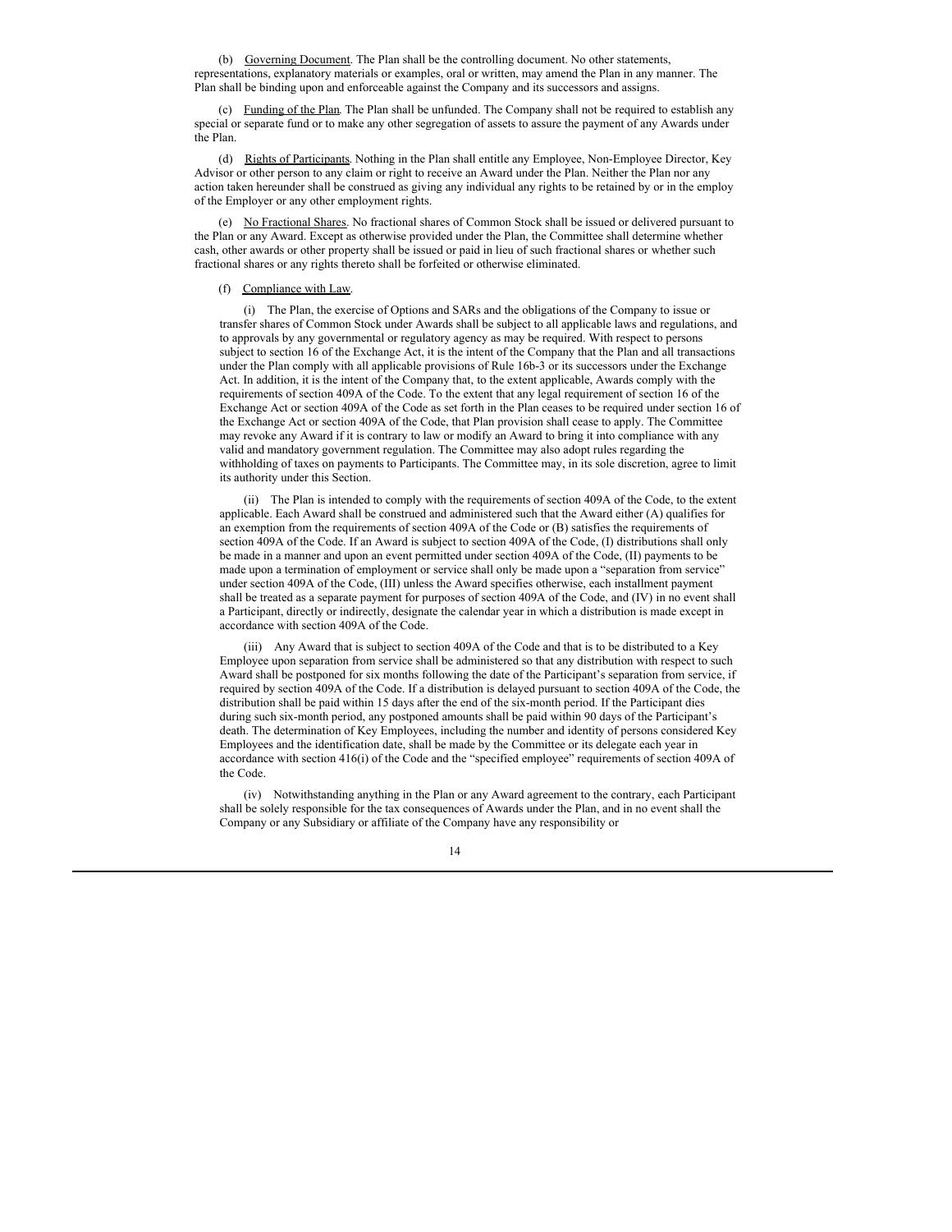(b) Governing Document. The Plan shall be the controlling document. No other statements, representations, explanatory materials or examples, oral or written, may amend the Plan in any manner. The Plan shall be binding upon and enforceable against the Company and its successors and assigns.

(c) Funding of the Plan. The Plan shall be unfunded. The Company shall not be required to establish any special or separate fund or to make any other segregation of assets to assure the payment of any Awards under the Plan.

(d) Rights of Participants. Nothing in the Plan shall entitle any Employee, Non-Employee Director, Key Advisor or other person to any claim or right to receive an Award under the Plan. Neither the Plan nor any action taken hereunder shall be construed as giving any individual any rights to be retained by or in the employ of the Employer or any other employment rights.

(e) No Fractional Shares. No fractional shares of Common Stock shall be issued or delivered pursuant to the Plan or any Award. Except as otherwise provided under the Plan, the Committee shall determine whether cash, other awards or other property shall be issued or paid in lieu of such fractional shares or whether such fractional shares or any rights thereto shall be forfeited or otherwise eliminated.

(f) Compliance with Law.

(i) The Plan, the exercise of Options and SARs and the obligations of the Company to issue or transfer shares of Common Stock under Awards shall be subject to all applicable laws and regulations, and to approvals by any governmental or regulatory agency as may be required. With respect to persons subject to section 16 of the Exchange Act, it is the intent of the Company that the Plan and all transactions under the Plan comply with all applicable provisions of Rule 16b-3 or its successors under the Exchange Act. In addition, it is the intent of the Company that, to the extent applicable, Awards comply with the requirements of section 409A of the Code. To the extent that any legal requirement of section 16 of the Exchange Act or section 409A of the Code as set forth in the Plan ceases to be required under section 16 of the Exchange Act or section 409A of the Code, that Plan provision shall cease to apply. The Committee may revoke any Award if it is contrary to law or modify an Award to bring it into compliance with any valid and mandatory government regulation. The Committee may also adopt rules regarding the withholding of taxes on payments to Participants. The Committee may, in its sole discretion, agree to limit its authority under this Section.

(ii) The Plan is intended to comply with the requirements of section 409A of the Code, to the extent applicable. Each Award shall be construed and administered such that the Award either (A) qualifies for an exemption from the requirements of section 409A of the Code or (B) satisfies the requirements of section 409A of the Code. If an Award is subject to section 409A of the Code, (I) distributions shall only be made in a manner and upon an event permitted under section 409A of the Code, (II) payments to be made upon a termination of employment or service shall only be made upon a "separation from service" under section 409A of the Code, (III) unless the Award specifies otherwise, each installment payment shall be treated as a separate payment for purposes of section 409A of the Code, and (IV) in no event shall a Participant, directly or indirectly, designate the calendar year in which a distribution is made except in accordance with section 409A of the Code.

(iii) Any Award that is subject to section 409A of the Code and that is to be distributed to a Key Employee upon separation from service shall be administered so that any distribution with respect to such Award shall be postponed for six months following the date of the Participant's separation from service, if required by section 409A of the Code. If a distribution is delayed pursuant to section 409A of the Code, the distribution shall be paid within 15 days after the end of the six-month period. If the Participant dies during such six-month period, any postponed amounts shall be paid within 90 days of the Participant's death. The determination of Key Employees, including the number and identity of persons considered Key Employees and the identification date, shall be made by the Committee or its delegate each year in accordance with section 416(i) of the Code and the "specified employee" requirements of section 409A of the Code.

(iv) Notwithstanding anything in the Plan or any Award agreement to the contrary, each Participant shall be solely responsible for the tax consequences of Awards under the Plan, and in no event shall the Company or any Subsidiary or affiliate of the Company have any responsibility or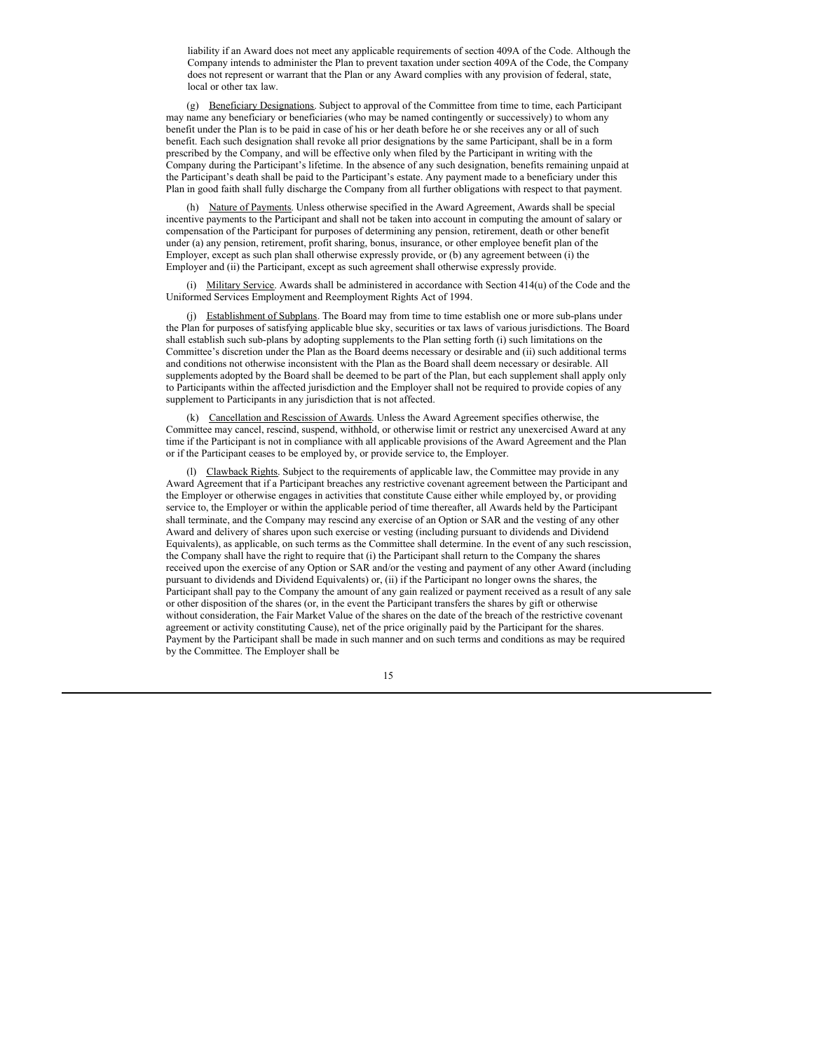liability if an Award does not meet any applicable requirements of section 409A of the Code. Although the Company intends to administer the Plan to prevent taxation under section 409A of the Code, the Company does not represent or warrant that the Plan or any Award complies with any provision of federal, state, local or other tax law.

(g) Beneficiary Designations. Subject to approval of the Committee from time to time, each Participant may name any beneficiary or beneficiaries (who may be named contingently or successively) to whom any benefit under the Plan is to be paid in case of his or her death before he or she receives any or all of such benefit. Each such designation shall revoke all prior designations by the same Participant, shall be in a form prescribed by the Company, and will be effective only when filed by the Participant in writing with the Company during the Participant's lifetime. In the absence of any such designation, benefits remaining unpaid at the Participant's death shall be paid to the Participant's estate. Any payment made to a beneficiary under this Plan in good faith shall fully discharge the Company from all further obligations with respect to that payment.

(h) Nature of Payments. Unless otherwise specified in the Award Agreement, Awards shall be special incentive payments to the Participant and shall not be taken into account in computing the amount of salary or compensation of the Participant for purposes of determining any pension, retirement, death or other benefit under (a) any pension, retirement, profit sharing, bonus, insurance, or other employee benefit plan of the Employer, except as such plan shall otherwise expressly provide, or (b) any agreement between (i) the Employer and (ii) the Participant, except as such agreement shall otherwise expressly provide.

(i) Military Service. Awards shall be administered in accordance with Section 414(u) of the Code and the Uniformed Services Employment and Reemployment Rights Act of 1994.

(j) Establishment of Subplans. The Board may from time to time establish one or more sub-plans under the Plan for purposes of satisfying applicable blue sky, securities or tax laws of various jurisdictions. The Board shall establish such sub-plans by adopting supplements to the Plan setting forth (i) such limitations on the Committee's discretion under the Plan as the Board deems necessary or desirable and (ii) such additional terms and conditions not otherwise inconsistent with the Plan as the Board shall deem necessary or desirable. All supplements adopted by the Board shall be deemed to be part of the Plan, but each supplement shall apply only to Participants within the affected jurisdiction and the Employer shall not be required to provide copies of any supplement to Participants in any jurisdiction that is not affected.

(k) Cancellation and Rescission of Awards. Unless the Award Agreement specifies otherwise, the Committee may cancel, rescind, suspend, withhold, or otherwise limit or restrict any unexercised Award at any time if the Participant is not in compliance with all applicable provisions of the Award Agreement and the Plan or if the Participant ceases to be employed by, or provide service to, the Employer.

(l) Clawback Rights. Subject to the requirements of applicable law, the Committee may provide in any Award Agreement that if a Participant breaches any restrictive covenant agreement between the Participant and the Employer or otherwise engages in activities that constitute Cause either while employed by, or providing service to, the Employer or within the applicable period of time thereafter, all Awards held by the Participant shall terminate, and the Company may rescind any exercise of an Option or SAR and the vesting of any other Award and delivery of shares upon such exercise or vesting (including pursuant to dividends and Dividend Equivalents), as applicable, on such terms as the Committee shall determine. In the event of any such rescission, the Company shall have the right to require that (i) the Participant shall return to the Company the shares received upon the exercise of any Option or SAR and/or the vesting and payment of any other Award (including pursuant to dividends and Dividend Equivalents) or, (ii) if the Participant no longer owns the shares, the Participant shall pay to the Company the amount of any gain realized or payment received as a result of any sale or other disposition of the shares (or, in the event the Participant transfers the shares by gift or otherwise without consideration, the Fair Market Value of the shares on the date of the breach of the restrictive covenant agreement or activity constituting Cause), net of the price originally paid by the Participant for the shares. Payment by the Participant shall be made in such manner and on such terms and conditions as may be required by the Committee. The Employer shall be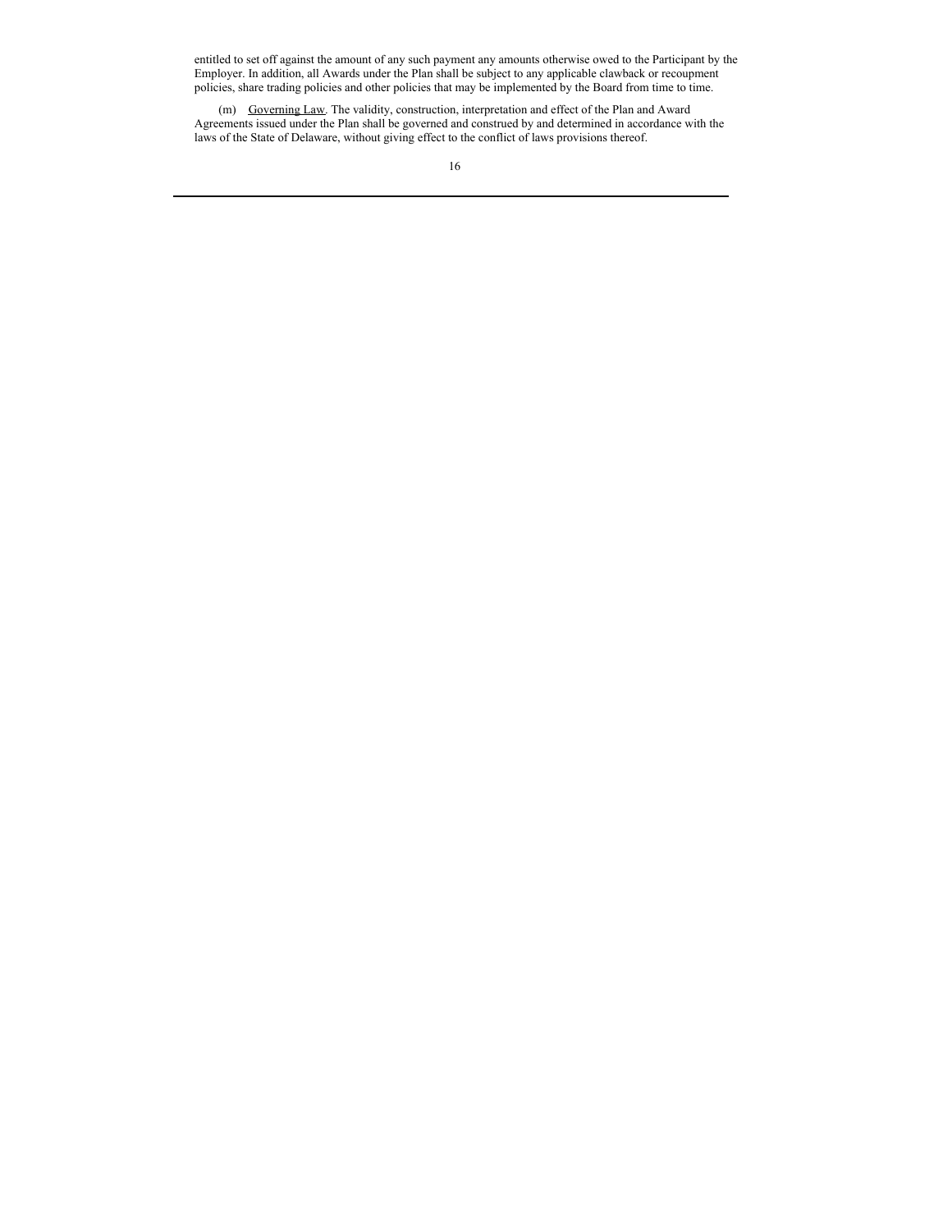entitled to set off against the amount of any such payment any amounts otherwise owed to the Participant by the Employer. In addition, all Awards under the Plan shall be subject to any applicable clawback or recoupment policies, share trading policies and other policies that may be implemented by the Board from time to time.

(m) Governing Law. The validity, construction, interpretation and effect of the Plan and Award Agreements issued under the Plan shall be governed and construed by and determined in accordance with the laws of the State of Delaware, without giving effect to the conflict of laws provisions thereof.